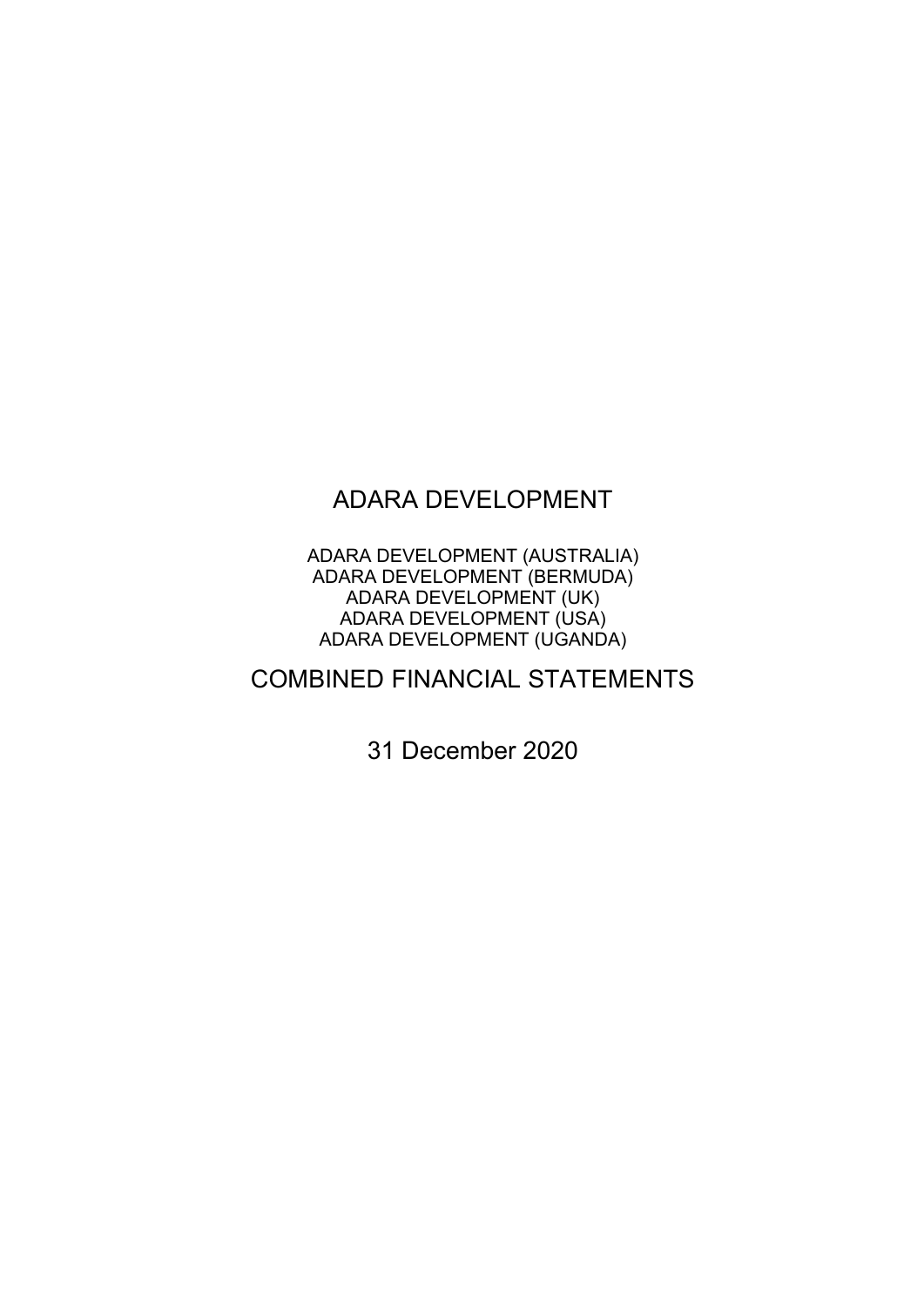# ADARA DEVELOPMENT

ADARA DEVELOPMENT (AUSTRALIA)
ADARA DEVELOPMENT (BERMUDA)
ADARA DEVELOPMENT (UK)
ADARA DEVELOPMENT (USA)
ADARA DEVELOPMENT (UGANDA)

## COMBINED FINANCIAL STATEMENTS

31 December 2020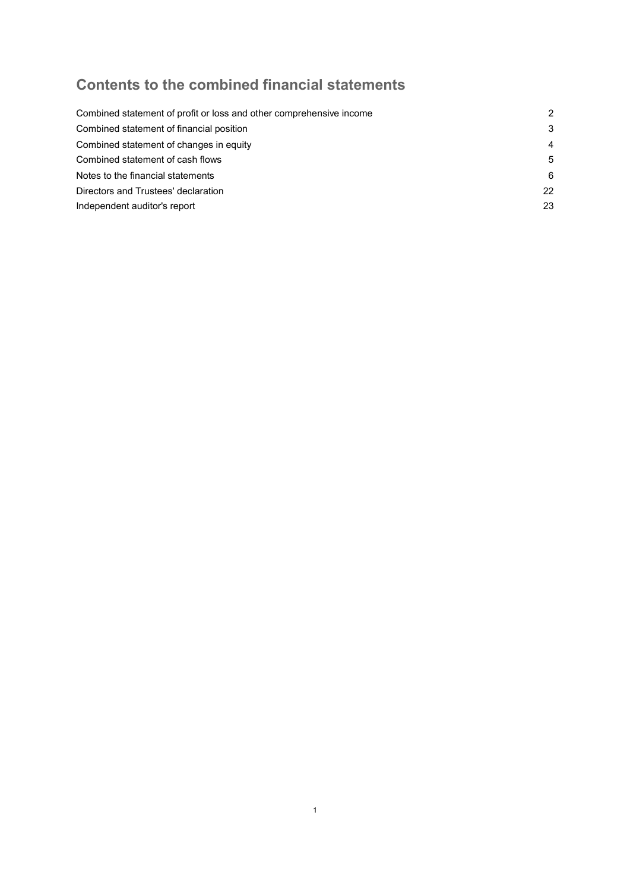## Contents to the combined financial statements

| | |
|---|---|
| Combined statement of profit or loss and other comprehensive income | 2 |
| Combined statement of financial position | 3 |
| Combined statement of changes in equity | 4 |
| Combined statement of cash flows | 5 |
| Notes to the financial statements | 6 |
| Directors and Trustees' declaration | 22 |
| Independent auditor's report | 23 |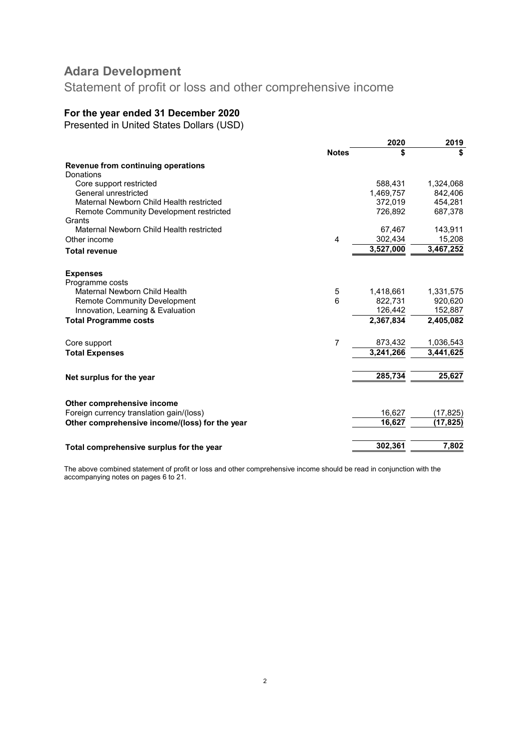# Adara Development

## Statement of profit or loss and other comprehensive income

### For the year ended 31 December 2020

Presented in United States Dollars (USD)

| | Notes | 2020 $ | 2019 $ |
|---|---|---|---|
| **Revenue from continuing operations** | | | |
| Donations | | | |
| Core support restricted | | 588,431 | 1,324,068 |
| General unrestricted | | 1,469,757 | 842,406 |
| Maternal Newborn Child Health restricted | | 372,019 | 454,281 |
| Remote Community Development restricted | | 726,892 | 687,378 |
| Grants | | | |
| Maternal Newborn Child Health restricted | | 67,467 | 143,911 |
| Other income | 4 | 302,434 | 15,208 |
| **Total revenue** | | **3,527,000** | **3,467,252** |
| | | | |
| **Expenses** | | | |
| Programme costs | | | |
| Maternal Newborn Child Health | 5 | 1,418,661 | 1,331,575 |
| Remote Community Development | 6 | 822,731 | 920,620 |
| Innovation, Learning & Evaluation | | 126,442 | 152,887 |
| **Total Programme costs** | | **2,367,834** | **2,405,082** |
| | | | |
| Core support | 7 | 873,432 | 1,036,543 |
| **Total Expenses** | | **3,241,266** | **3,441,625** |
| | | | |
| **Net surplus for the year** | | **285,734** | **25,627** |
| | | | |
| **Other comprehensive income** | | | |
| Foreign currency translation gain/(loss) | | 16,627 | (17,825) |
| **Other comprehensive income/(loss) for the year** | | **16,627** | **(17,825)** |
| | | | |
| **Total comprehensive surplus for the year** | | **302,361** | **7,802** |

The above combined statement of profit or loss and other comprehensive income should be read in conjunction with the accompanying notes on pages 6 to 21.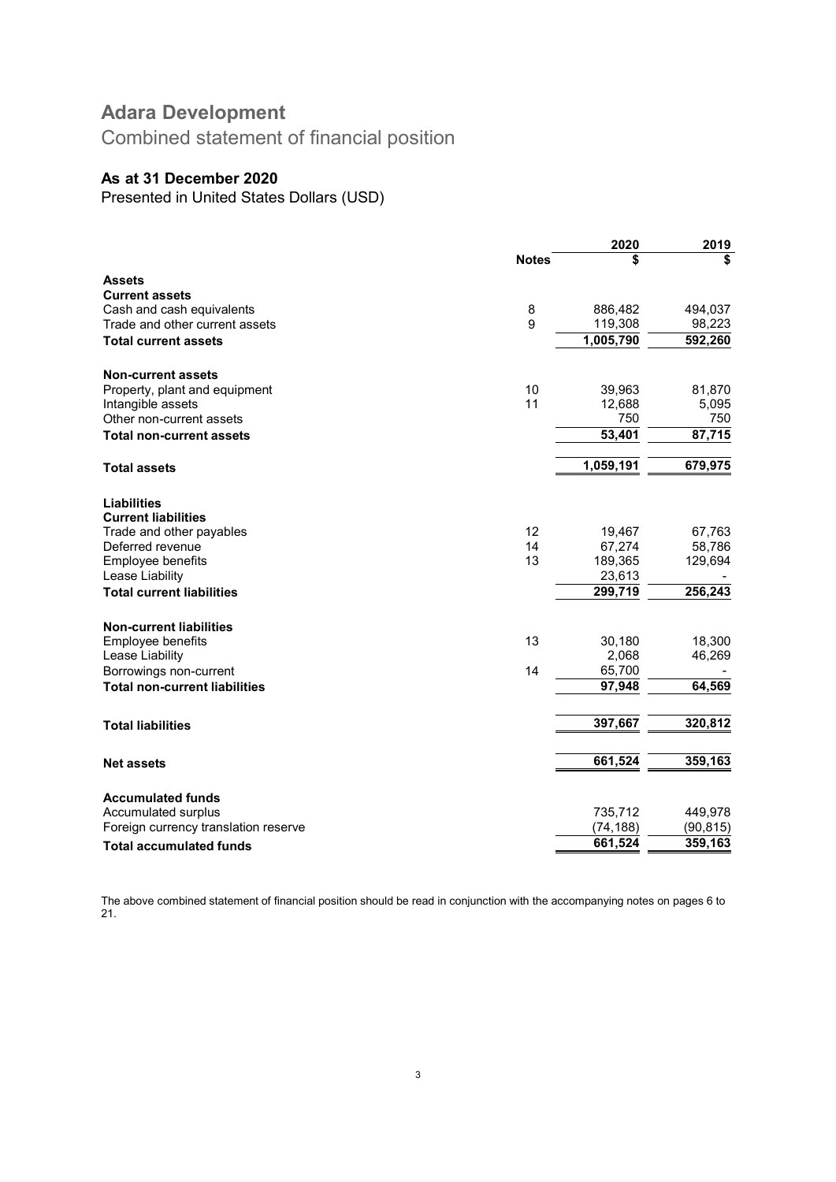# Adara Development

## Combined statement of financial position

### As at 31 December 2020

Presented in United States Dollars (USD)

| | Notes | 2020 $ | 2019 $ |
|---|---|---|---|
| **Assets** | | | |
| **Current assets** | | | |
| Cash and cash equivalents | 8 | 886,482 | 494,037 |
| Trade and other current assets | 9 | 119,308 | 98,223 |
| **Total current assets** | | **1,005,790** | **592,260** |
| **Non-current assets** | | | |
| Property, plant and equipment | 10 | 39,963 | 81,870 |
| Intangible assets | 11 | 12,688 | 5,095 |
| Other non-current assets | | 750 | 750 |
| **Total non-current assets** | | **53,401** | **87,715** |
| **Total assets** | | **1,059,191** | **679,975** |
| **Liabilities** | | | |
| **Current liabilities** | | | |
| Trade and other payables | 12 | 19,467 | 67,763 |
| Deferred revenue | 14 | 67,274 | 58,786 |
| Employee benefits | 13 | 189,365 | 129,694 |
| Lease Liability | | 23,613 | - |
| **Total current liabilities** | | **299,719** | **256,243** |
| **Non-current liabilities** | | | |
| Employee benefits | 13 | 30,180 | 18,300 |
| Lease Liability | | 2,068 | 46,269 |
| Borrowings non-current | 14 | 65,700 | - |
| **Total non-current liabilities** | | **97,948** | **64,569** |
| **Total liabilities** | | **397,667** | **320,812** |
| **Net assets** | | **661,524** | **359,163** |
| **Accumulated funds** | | | |
| Accumulated surplus | | 735,712 | 449,978 |
| Foreign currency translation reserve | | (74,188) | (90,815) |
| **Total accumulated funds** | | **661,524** | **359,163** |

The above combined statement of financial position should be read in conjunction with the accompanying notes on pages 6 to 21.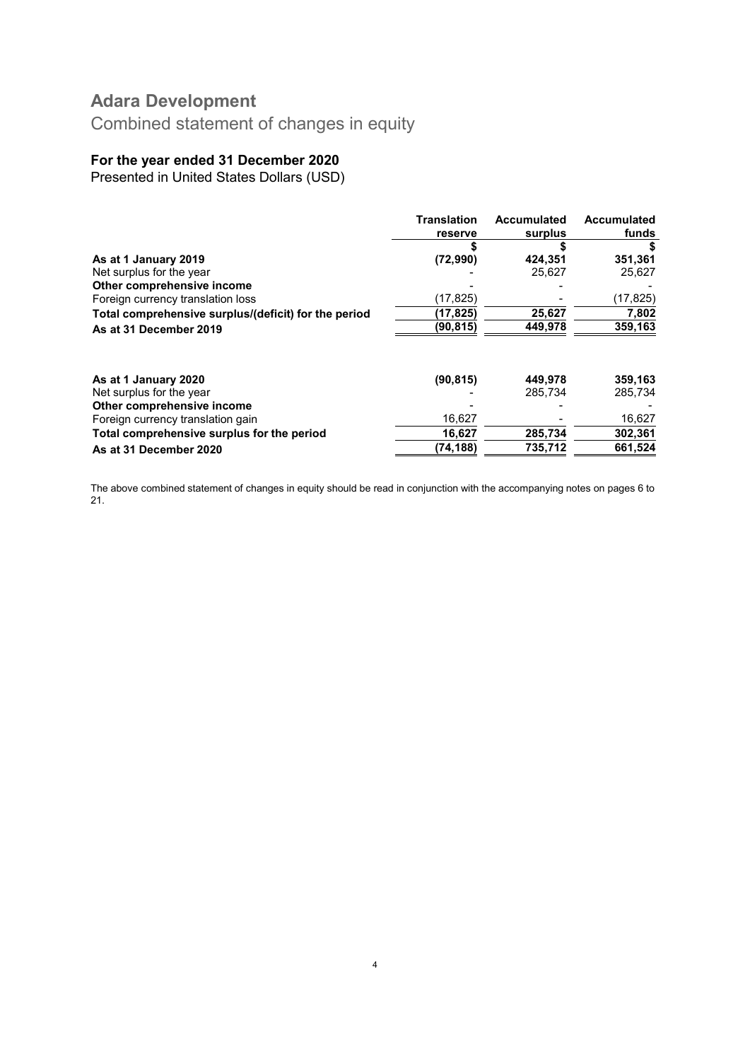# Adara Development

## Combined statement of changes in equity

### For the year ended 31 December 2020

Presented in United States Dollars (USD)

| | Translation reserve | Accumulated surplus | Accumulated funds |
|---|---|---|---|
| | $ | $ | $ |
| **As at 1 January 2019** | **(72,990)** | **424,351** | **351,361** |
| Net surplus for the year | - | 25,627 | 25,627 |
| **Other comprehensive income** | - | - | - |
| Foreign currency translation loss | (17,825) | - | (17,825) |
| **Total comprehensive surplus/(deficit) for the period** | **(17,825)** | **25,627** | **7,802** |
| **As at 31 December 2019** | **(90,815)** | **449,978** | **359,163** |
| | | | |
| **As at 1 January 2020** | **(90,815)** | **449,978** | **359,163** |
| Net surplus for the year | - | 285,734 | 285,734 |
| **Other comprehensive income** | - | - | - |
| Foreign currency translation gain | 16,627 | - | 16,627 |
| **Total comprehensive surplus for the period** | **16,627** | **285,734** | **302,361** |
| **As at 31 December 2020** | **(74,188)** | **735,712** | **661,524** |

The above combined statement of changes in equity should be read in conjunction with the accompanying notes on pages 6 to 21.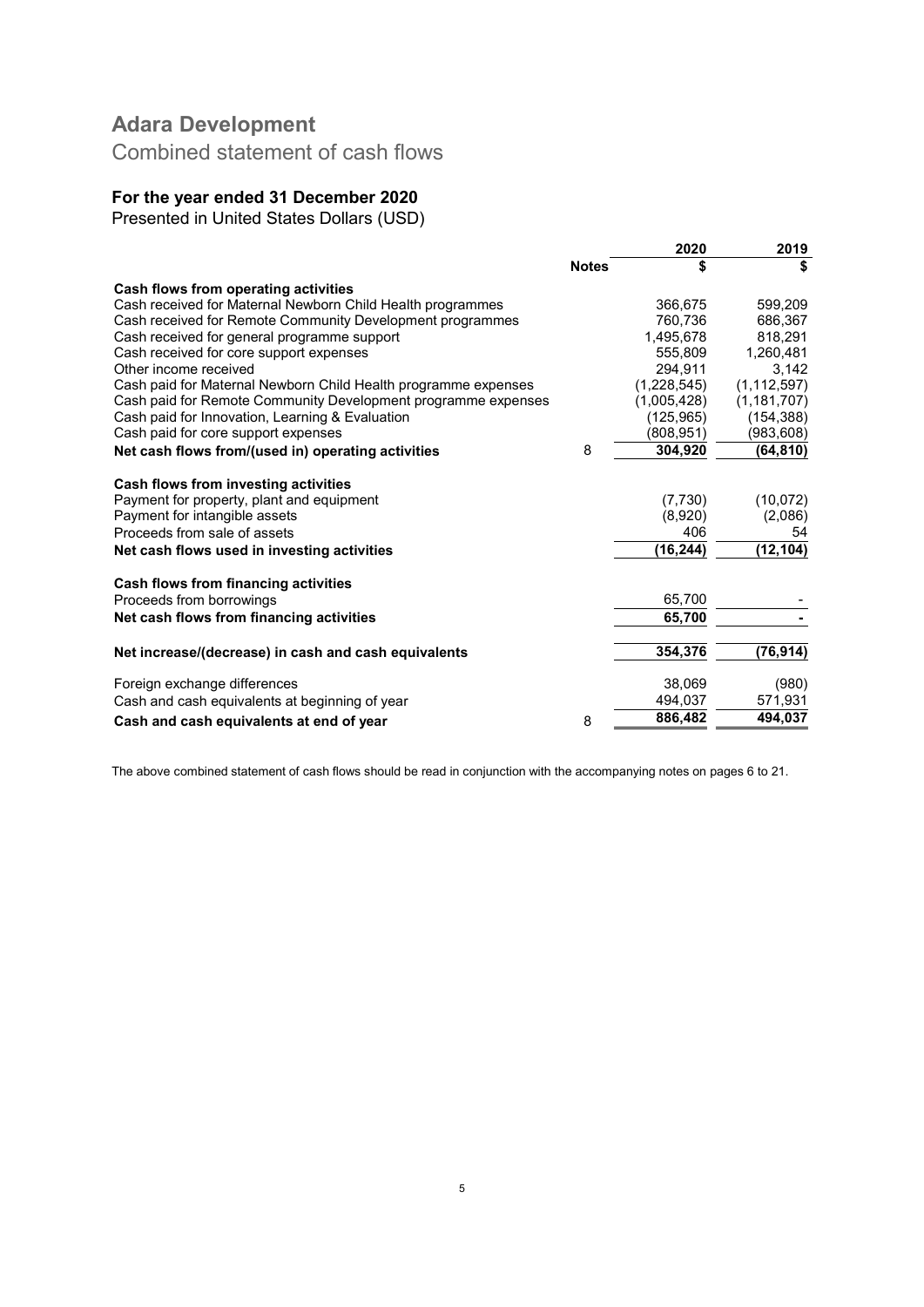# Adara Development

## Combined statement of cash flows

### For the year ended 31 December 2020

Presented in United States Dollars (USD)

| | Notes | 2020<br>$ | 2019<br>$ |
|---|---|---|---|
| **Cash flows from operating activities** | | | |
| Cash received for Maternal Newborn Child Health programmes | | 366,675 | 599,209 |
| Cash received for Remote Community Development programmes | | 760,736 | 686,367 |
| Cash received for general programme support | | 1,495,678 | 818,291 |
| Cash received for core support expenses | | 555,809 | 1,260,481 |
| Other income received | | 294,911 | 3,142 |
| Cash paid for Maternal Newborn Child Health programme expenses | | (1,228,545) | (1,112,597) |
| Cash paid for Remote Community Development programme expenses | | (1,005,428) | (1,181,707) |
| Cash paid for Innovation, Learning & Evaluation | | (125,965) | (154,388) |
| Cash paid for core support expenses | | (808,951) | (983,608) |
| **Net cash flows from/(used in) operating activities** | 8 | **304,920** | **(64,810)** |
| **Cash flows from investing activities** | | | |
| Payment for property, plant and equipment | | (7,730) | (10,072) |
| Payment for intangible assets | | (8,920) | (2,086) |
| Proceeds from sale of assets | | 406 | 54 |
| **Net cash flows used in investing activities** | | **(16,244)** | **(12,104)** |
| **Cash flows from financing activities** | | | |
| Proceeds from borrowings | | 65,700 | - |
| **Net cash flows from financing activities** | | **65,700** | **-** |
| **Net increase/(decrease) in cash and cash equivalents** | | **354,376** | **(76,914)** |
| Foreign exchange differences | | 38,069 | (980) |
| Cash and cash equivalents at beginning of year | | 494,037 | 571,931 |
| **Cash and cash equivalents at end of year** | 8 | **886,482** | **494,037** |

The above combined statement of cash flows should be read in conjunction with the accompanying notes on pages 6 to 21.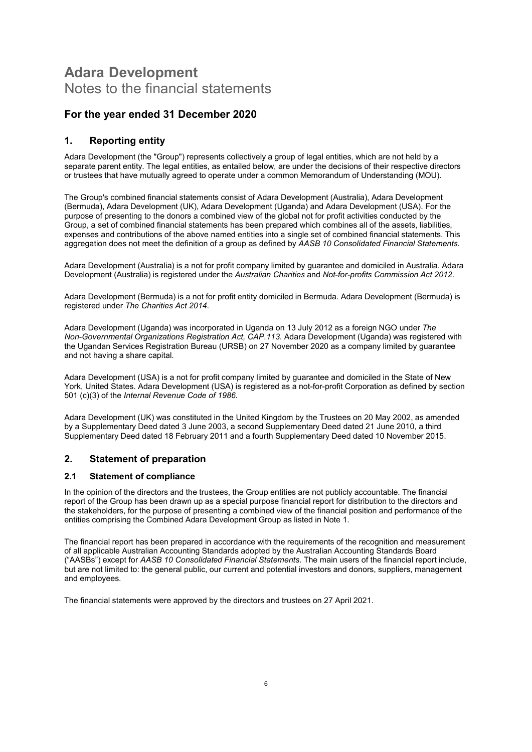# Adara Development

Notes to the financial statements

## For the year ended 31 December 2020

## 1. Reporting entity

Adara Development (the "Group") represents collectively a group of legal entities, which are not held by a separate parent entity. The legal entities, as entailed below, are under the decisions of their respective directors or trustees that have mutually agreed to operate under a common Memorandum of Understanding (MOU).

The Group's combined financial statements consist of Adara Development (Australia), Adara Development (Bermuda), Adara Development (UK), Adara Development (Uganda) and Adara Development (USA). For the purpose of presenting to the donors a combined view of the global not for profit activities conducted by the Group, a set of combined financial statements has been prepared which combines all of the assets, liabilities, expenses and contributions of the above named entities into a single set of combined financial statements. This aggregation does not meet the definition of a group as defined by *AASB 10 Consolidated Financial Statements*.

Adara Development (Australia) is a not for profit company limited by guarantee and domiciled in Australia. Adara Development (Australia) is registered under the *Australian Charities* and *Not-for-profits Commission Act 2012*.

Adara Development (Bermuda) is a not for profit entity domiciled in Bermuda. Adara Development (Bermuda) is registered under *The Charities Act 2014*.

Adara Development (Uganda) was incorporated in Uganda on 13 July 2012 as a foreign NGO under *The Non-Governmental Organizations Registration Act, CAP.113.* Adara Development (Uganda) was registered with the Ugandan Services Registration Bureau (URSB) on 27 November 2020 as a company limited by guarantee and not having a share capital.

Adara Development (USA) is a not for profit company limited by guarantee and domiciled in the State of New York, United States. Adara Development (USA) is registered as a not-for-profit Corporation as defined by section 501 (c)(3) of the *Internal Revenue Code of 1986*.

Adara Development (UK) was constituted in the United Kingdom by the Trustees on 20 May 2002, as amended by a Supplementary Deed dated 3 June 2003, a second Supplementary Deed dated 21 June 2010, a third Supplementary Deed dated 18 February 2011 and a fourth Supplementary Deed dated 10 November 2015.

## 2. Statement of preparation

### 2.1 Statement of compliance

In the opinion of the directors and the trustees, the Group entities are not publicly accountable. The financial report of the Group has been drawn up as a special purpose financial report for distribution to the directors and the stakeholders, for the purpose of presenting a combined view of the financial position and performance of the entities comprising the Combined Adara Development Group as listed in Note 1.

The financial report has been prepared in accordance with the requirements of the recognition and measurement of all applicable Australian Accounting Standards adopted by the Australian Accounting Standards Board ("AASBs") except for *AASB 10 Consolidated Financial Statements*. The main users of the financial report include, but are not limited to: the general public, our current and potential investors and donors, suppliers, management and employees.

The financial statements were approved by the directors and trustees on 27 April 2021.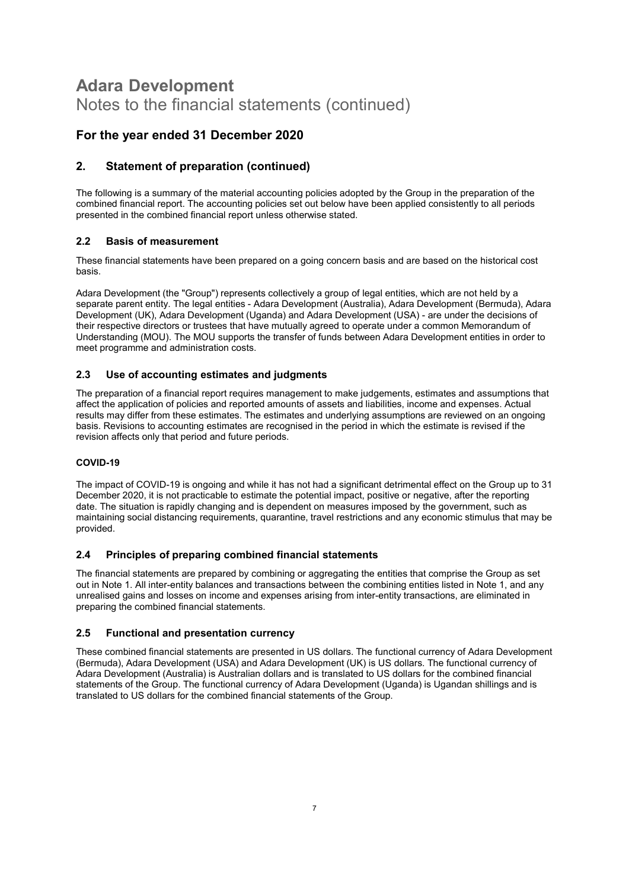# Adara Development

Notes to the financial statements (continued)

## For the year ended 31 December 2020

## 2. Statement of preparation (continued)

The following is a summary of the material accounting policies adopted by the Group in the preparation of the combined financial report. The accounting policies set out below have been applied consistently to all periods presented in the combined financial report unless otherwise stated.

### 2.2 Basis of measurement

These financial statements have been prepared on a going concern basis and are based on the historical cost basis.

Adara Development (the "Group") represents collectively a group of legal entities, which are not held by a separate parent entity. The legal entities - Adara Development (Australia), Adara Development (Bermuda), Adara Development (UK), Adara Development (Uganda) and Adara Development (USA) - are under the decisions of their respective directors or trustees that have mutually agreed to operate under a common Memorandum of Understanding (MOU). The MOU supports the transfer of funds between Adara Development entities in order to meet programme and administration costs.

### 2.3 Use of accounting estimates and judgments

The preparation of a financial report requires management to make judgements, estimates and assumptions that affect the application of policies and reported amounts of assets and liabilities, income and expenses. Actual results may differ from these estimates. The estimates and underlying assumptions are reviewed on an ongoing basis. Revisions to accounting estimates are recognised in the period in which the estimate is revised if the revision affects only that period and future periods.

#### COVID-19

The impact of COVID-19 is ongoing and while it has not had a significant detrimental effect on the Group up to 31 December 2020, it is not practicable to estimate the potential impact, positive or negative, after the reporting date. The situation is rapidly changing and is dependent on measures imposed by the government, such as maintaining social distancing requirements, quarantine, travel restrictions and any economic stimulus that may be provided.

### 2.4 Principles of preparing combined financial statements

The financial statements are prepared by combining or aggregating the entities that comprise the Group as set out in Note 1. All inter-entity balances and transactions between the combining entities listed in Note 1, and any unrealised gains and losses on income and expenses arising from inter-entity transactions, are eliminated in preparing the combined financial statements.

### 2.5 Functional and presentation currency

These combined financial statements are presented in US dollars. The functional currency of Adara Development (Bermuda), Adara Development (USA) and Adara Development (UK) is US dollars. The functional currency of Adara Development (Australia) is Australian dollars and is translated to US dollars for the combined financial statements of the Group. The functional currency of Adara Development (Uganda) is Ugandan shillings and is translated to US dollars for the combined financial statements of the Group.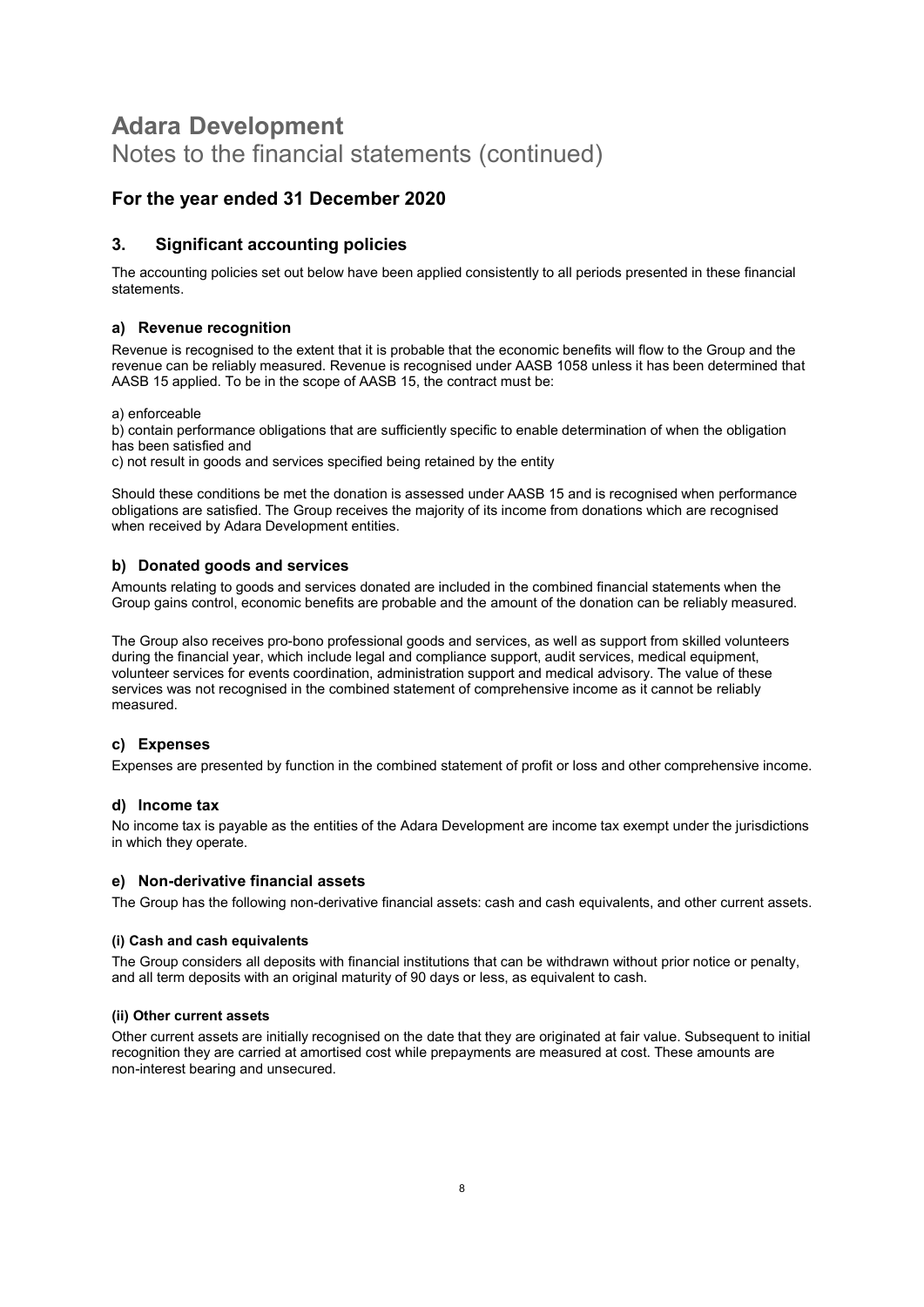# Adara Development

Notes to the financial statements (continued)

## For the year ended 31 December 2020

## 3. Significant accounting policies

The accounting policies set out below have been applied consistently to all periods presented in these financial statements.

### a) Revenue recognition

Revenue is recognised to the extent that it is probable that the economic benefits will flow to the Group and the revenue can be reliably measured. Revenue is recognised under AASB 1058 unless it has been determined that AASB 15 applied. To be in the scope of AASB 15, the contract must be:

a) enforceable
b) contain performance obligations that are sufficiently specific to enable determination of when the obligation has been satisfied and
c) not result in goods and services specified being retained by the entity

Should these conditions be met the donation is assessed under AASB 15 and is recognised when performance obligations are satisfied. The Group receives the majority of its income from donations which are recognised when received by Adara Development entities.

### b) Donated goods and services

Amounts relating to goods and services donated are included in the combined financial statements when the Group gains control, economic benefits are probable and the amount of the donation can be reliably measured.

The Group also receives pro-bono professional goods and services, as well as support from skilled volunteers during the financial year, which include legal and compliance support, audit services, medical equipment, volunteer services for events coordination, administration support and medical advisory. The value of these services was not recognised in the combined statement of comprehensive income as it cannot be reliably measured.

### c) Expenses

Expenses are presented by function in the combined statement of profit or loss and other comprehensive income.

### d) Income tax

No income tax is payable as the entities of the Adara Development are income tax exempt under the jurisdictions in which they operate.

### e) Non-derivative financial assets

The Group has the following non-derivative financial assets: cash and cash equivalents, and other current assets.

#### (i) Cash and cash equivalents

The Group considers all deposits with financial institutions that can be withdrawn without prior notice or penalty, and all term deposits with an original maturity of 90 days or less, as equivalent to cash.

#### (ii) Other current assets

Other current assets are initially recognised on the date that they are originated at fair value. Subsequent to initial recognition they are carried at amortised cost while prepayments are measured at cost. These amounts are non-interest bearing and unsecured.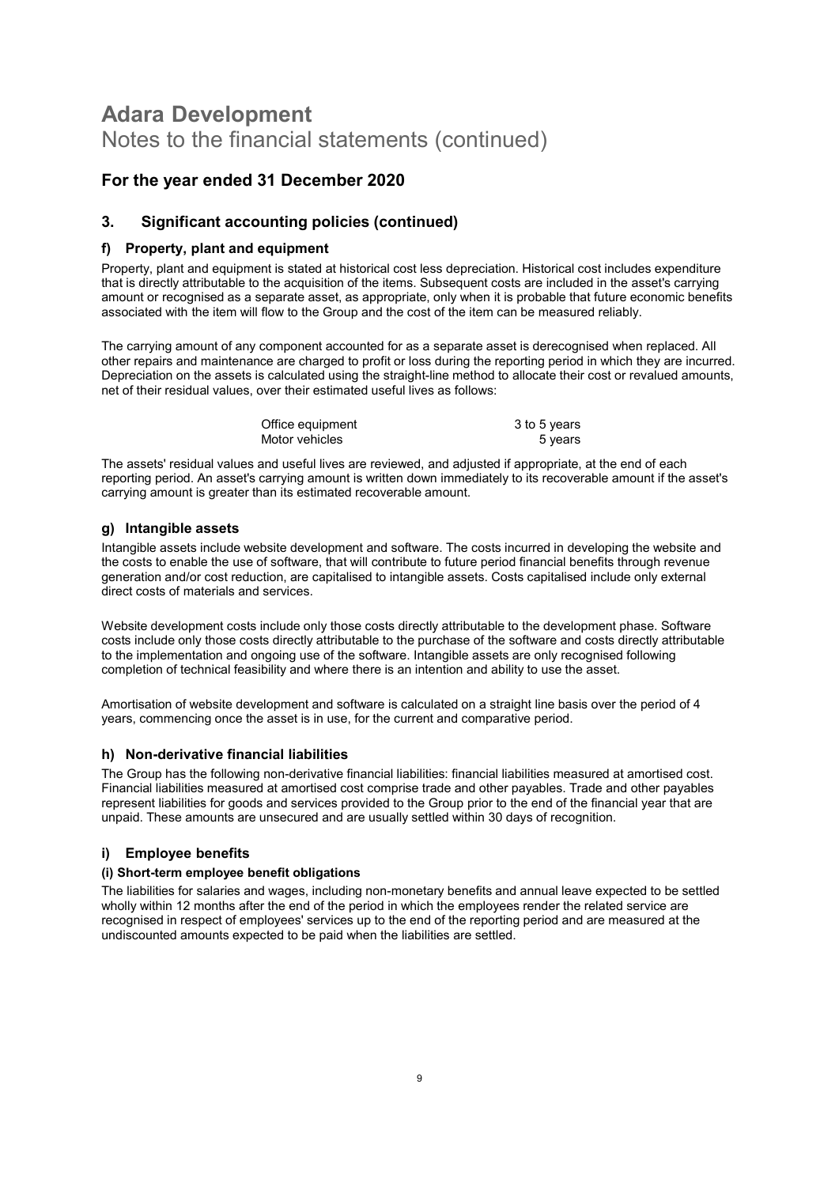# Adara Development

Notes to the financial statements (continued)

## For the year ended 31 December 2020

## 3. Significant accounting policies (continued)

### f) Property, plant and equipment

Property, plant and equipment is stated at historical cost less depreciation. Historical cost includes expenditure that is directly attributable to the acquisition of the items. Subsequent costs are included in the asset's carrying amount or recognised as a separate asset, as appropriate, only when it is probable that future economic benefits associated with the item will flow to the Group and the cost of the item can be measured reliably.

The carrying amount of any component accounted for as a separate asset is derecognised when replaced. All other repairs and maintenance are charged to profit or loss during the reporting period in which they are incurred. Depreciation on the assets is calculated using the straight-line method to allocate their cost or revalued amounts, net of their residual values, over their estimated useful lives as follows:

| | |
|---|---|
| Office equipment | 3 to 5 years |
| Motor vehicles | 5 years |

The assets' residual values and useful lives are reviewed, and adjusted if appropriate, at the end of each reporting period. An asset's carrying amount is written down immediately to its recoverable amount if the asset's carrying amount is greater than its estimated recoverable amount.

### g) Intangible assets

Intangible assets include website development and software. The costs incurred in developing the website and the costs to enable the use of software, that will contribute to future period financial benefits through revenue generation and/or cost reduction, are capitalised to intangible assets. Costs capitalised include only external direct costs of materials and services.

Website development costs include only those costs directly attributable to the development phase. Software costs include only those costs directly attributable to the purchase of the software and costs directly attributable to the implementation and ongoing use of the software. Intangible assets are only recognised following completion of technical feasibility and where there is an intention and ability to use the asset.

Amortisation of website development and software is calculated on a straight line basis over the period of 4 years, commencing once the asset is in use, for the current and comparative period.

### h) Non-derivative financial liabilities

The Group has the following non-derivative financial liabilities: financial liabilities measured at amortised cost. Financial liabilities measured at amortised cost comprise trade and other payables. Trade and other payables represent liabilities for goods and services provided to the Group prior to the end of the financial year that are unpaid. These amounts are unsecured and are usually settled within 30 days of recognition.

### i) Employee benefits

#### (i) Short-term employee benefit obligations

The liabilities for salaries and wages, including non-monetary benefits and annual leave expected to be settled wholly within 12 months after the end of the period in which the employees render the related service are recognised in respect of employees' services up to the end of the reporting period and are measured at the undiscounted amounts expected to be paid when the liabilities are settled.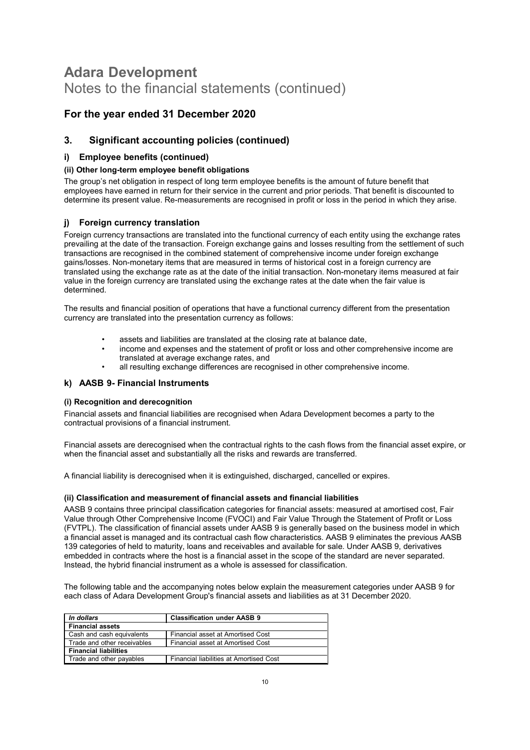# Adara Development

Notes to the financial statements (continued)

## For the year ended 31 December 2020

## 3. Significant accounting policies (continued)

### i) Employee benefits (continued)

#### (ii) Other long-term employee benefit obligations

The group's net obligation in respect of long term employee benefits is the amount of future benefit that employees have earned in return for their service in the current and prior periods. That benefit is discounted to determine its present value. Re-measurements are recognised in profit or loss in the period in which they arise.

### j) Foreign currency translation

Foreign currency transactions are translated into the functional currency of each entity using the exchange rates prevailing at the date of the transaction. Foreign exchange gains and losses resulting from the settlement of such transactions are recognised in the combined statement of comprehensive income under foreign exchange gains/losses. Non-monetary items that are measured in terms of historical cost in a foreign currency are translated using the exchange rate as at the date of the initial transaction. Non-monetary items measured at fair value in the foreign currency are translated using the exchange rates at the date when the fair value is determined.

The results and financial position of operations that have a functional currency different from the presentation currency are translated into the presentation currency as follows:

- assets and liabilities are translated at the closing rate at balance date,
- income and expenses and the statement of profit or loss and other comprehensive income are translated at average exchange rates, and
- all resulting exchange differences are recognised in other comprehensive income.

### k) AASB 9- Financial Instruments

#### (i) Recognition and derecognition

Financial assets and financial liabilities are recognised when Adara Development becomes a party to the contractual provisions of a financial instrument.

Financial assets are derecognised when the contractual rights to the cash flows from the financial asset expire, or when the financial asset and substantially all the risks and rewards are transferred.

A financial liability is derecognised when it is extinguished, discharged, cancelled or expires.

#### (ii) Classification and measurement of financial assets and financial liabilities

AASB 9 contains three principal classification categories for financial assets: measured at amortised cost, Fair Value through Other Comprehensive Income (FVOCI) and Fair Value Through the Statement of Profit or Loss (FVTPL). The classification of financial assets under AASB 9 is generally based on the business model in which a financial asset is managed and its contractual cash flow characteristics. AASB 9 eliminates the previous AASB 139 categories of held to maturity, loans and receivables and available for sale. Under AASB 9, derivatives embedded in contracts where the host is a financial asset in the scope of the standard are never separated. Instead, the hybrid financial instrument as a whole is assessed for classification.

The following table and the accompanying notes below explain the measurement categories under AASB 9 for each class of Adara Development Group's financial assets and liabilities as at 31 December 2020.

| *In dollars* | **Classification under AASB 9** |
|---|---|
| **Financial assets** | |
| Cash and cash equivalents | Financial asset at Amortised Cost |
| Trade and other receivables | Financial asset at Amortised Cost |
| **Financial liabilities** | |
| Trade and other payables | Financial liabilities at Amortised Cost |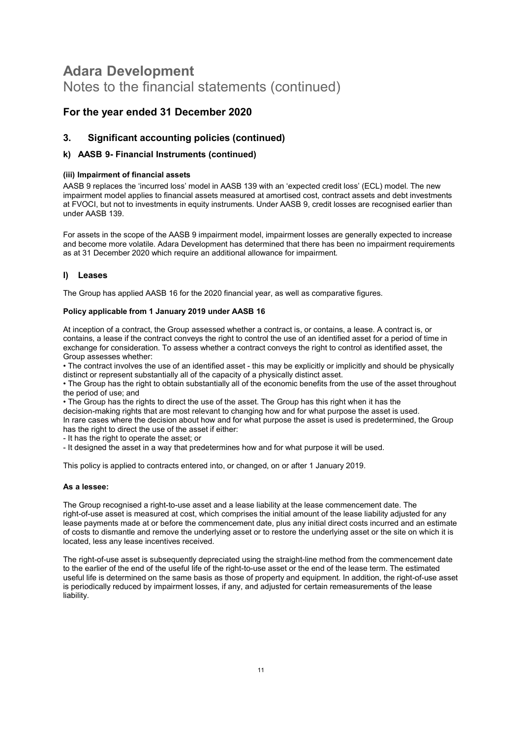# Adara Development

Notes to the financial statements (continued)

## For the year ended 31 December 2020

## 3. Significant accounting policies (continued)

### k) AASB 9- Financial Instruments (continued)

#### (iii) Impairment of financial assets

AASB 9 replaces the 'incurred loss' model in AASB 139 with an 'expected credit loss' (ECL) model. The new impairment model applies to financial assets measured at amortised cost, contract assets and debt investments at FVOCI, but not to investments in equity instruments. Under AASB 9, credit losses are recognised earlier than under AASB 139.

For assets in the scope of the AASB 9 impairment model, impairment losses are generally expected to increase and become more volatile. Adara Development has determined that there has been no impairment requirements as at 31 December 2020 which require an additional allowance for impairment.

### l) Leases

The Group has applied AASB 16 for the 2020 financial year, as well as comparative figures.

#### Policy applicable from 1 January 2019 under AASB 16

At inception of a contract, the Group assessed whether a contract is, or contains, a lease. A contract is, or contains, a lease if the contract conveys the right to control the use of an identified asset for a period of time in exchange for consideration. To assess whether a contract conveys the right to control as identified asset, the Group assesses whether:

• The contract involves the use of an identified asset - this may be explicitly or implicitly and should be physically distinct or represent substantially all of the capacity of a physically distinct asset.

• The Group has the right to obtain substantially all of the economic benefits from the use of the asset throughout the period of use; and

• The Group has the rights to direct the use of the asset. The Group has this right when it has the decision-making rights that are most relevant to changing how and for what purpose the asset is used.

In rare cases where the decision about how and for what purpose the asset is used is predetermined, the Group has the right to direct the use of the asset if either:

- It has the right to operate the asset; or
- It designed the asset in a way that predetermines how and for what purpose it will be used.

This policy is applied to contracts entered into, or changed, on or after 1 January 2019.

#### As a lessee:

The Group recognised a right-to-use asset and a lease liability at the lease commencement date. The right-of-use asset is measured at cost, which comprises the initial amount of the lease liability adjusted for any lease payments made at or before the commencement date, plus any initial direct costs incurred and an estimate of costs to dismantle and remove the underlying asset or to restore the underlying asset or the site on which it is located, less any lease incentives received.

The right-of-use asset is subsequently depreciated using the straight-line method from the commencement date to the earlier of the end of the useful life of the right-to-use asset or the end of the lease term. The estimated useful life is determined on the same basis as those of property and equipment. In addition, the right-of-use asset is periodically reduced by impairment losses, if any, and adjusted for certain remeasurements of the lease liability.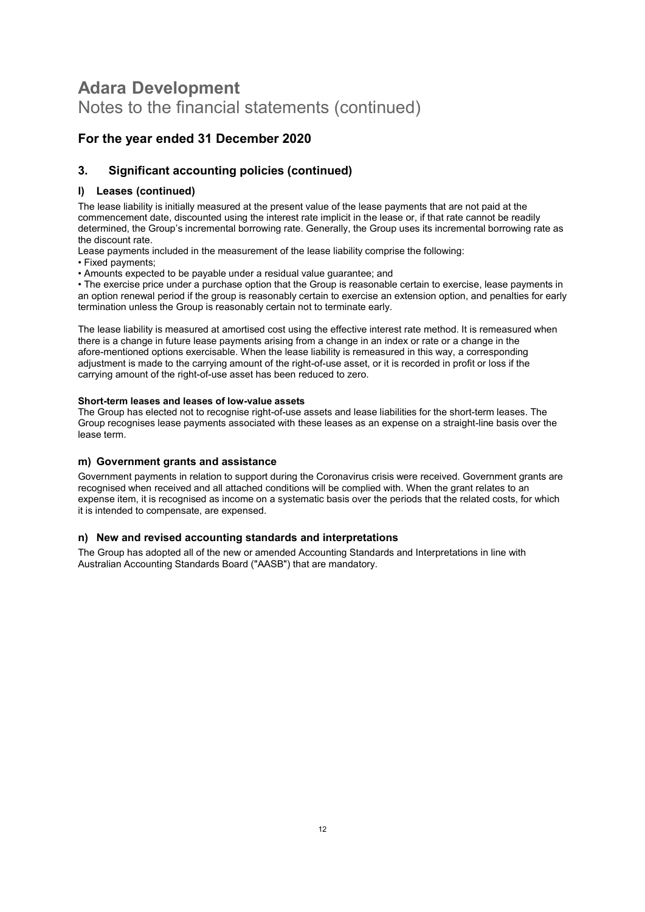# Adara Development

Notes to the financial statements (continued)

## For the year ended 31 December 2020

## 3. Significant accounting policies (continued)

### l) Leases (continued)

The lease liability is initially measured at the present value of the lease payments that are not paid at the commencement date, discounted using the interest rate implicit in the lease or, if that rate cannot be readily determined, the Group's incremental borrowing rate. Generally, the Group uses its incremental borrowing rate as the discount rate.

Lease payments included in the measurement of the lease liability comprise the following:

- Fixed payments;
- Amounts expected to be payable under a residual value guarantee; and
- The exercise price under a purchase option that the Group is reasonable certain to exercise, lease payments in an option renewal period if the group is reasonably certain to exercise an extension option, and penalties for early termination unless the Group is reasonably certain not to terminate early.

The lease liability is measured at amortised cost using the effective interest rate method. It is remeasured when there is a change in future lease payments arising from a change in an index or rate or a change in the afore-mentioned options exercisable. When the lease liability is remeasured in this way, a corresponding adjustment is made to the carrying amount of the right-of-use asset, or it is recorded in profit or loss if the carrying amount of the right-of-use asset has been reduced to zero.

**Short-term leases and leases of low-value assets**

The Group has elected not to recognise right-of-use assets and lease liabilities for the short-term leases. The Group recognises lease payments associated with these leases as an expense on a straight-line basis over the lease term.

### m) Government grants and assistance

Government payments in relation to support during the Coronavirus crisis were received. Government grants are recognised when received and all attached conditions will be complied with. When the grant relates to an expense item, it is recognised as income on a systematic basis over the periods that the related costs, for which it is intended to compensate, are expensed.

### n) New and revised accounting standards and interpretations

The Group has adopted all of the new or amended Accounting Standards and Interpretations in line with Australian Accounting Standards Board ("AASB") that are mandatory.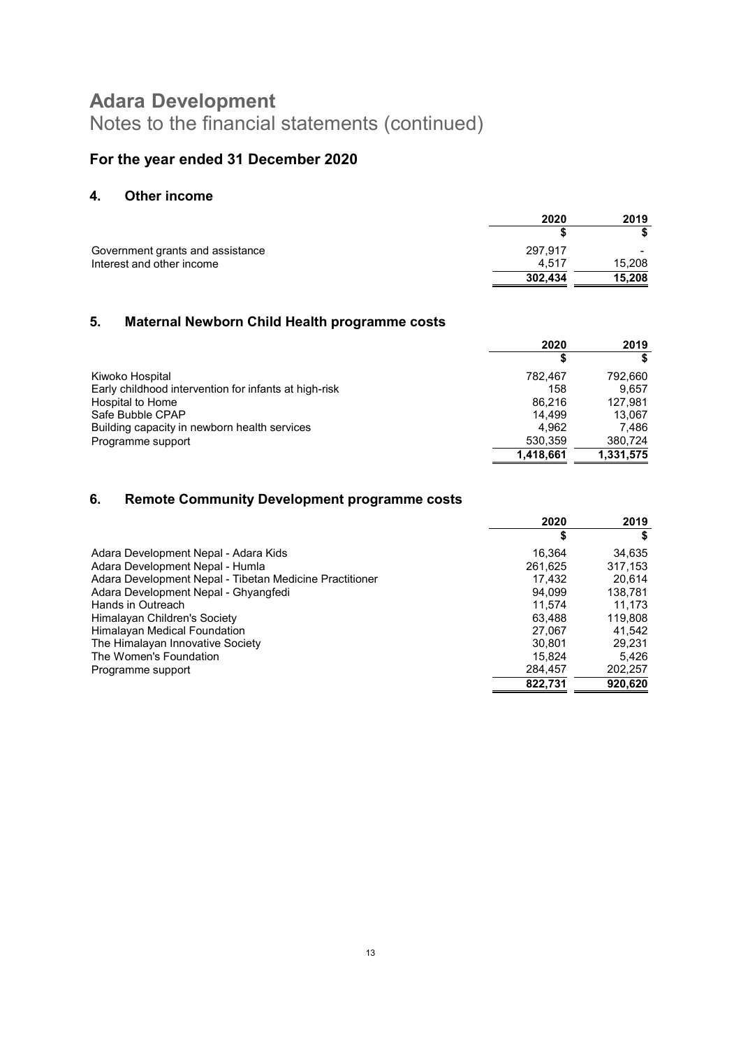# Adara Development

Notes to the financial statements (continued)

## For the year ended 31 December 2020

### 4. Other income

| | 2020 | 2019 |
|---|---|---|
| | $ | $ |
| Government grants and assistance | 297,917 | - |
| Interest and other income | 4,517 | 15,208 |
| | **302,434** | **15,208** |

### 5. Maternal Newborn Child Health programme costs

| | 2020 | 2019 |
|---|---|---|
| | $ | $ |
| Kiwoko Hospital | 782,467 | 792,660 |
| Early childhood intervention for infants at high-risk | 158 | 9,657 |
| Hospital to Home | 86,216 | 127,981 |
| Safe Bubble CPAP | 14,499 | 13,067 |
| Building capacity in newborn health services | 4,962 | 7,486 |
| Programme support | 530,359 | 380,724 |
| | **1,418,661** | **1,331,575** |

### 6. Remote Community Development programme costs

| | 2020 | 2019 |
|---|---|---|
| | $ | $ |
| Adara Development Nepal - Adara Kids | 16,364 | 34,635 |
| Adara Development Nepal - Humla | 261,625 | 317,153 |
| Adara Development Nepal - Tibetan Medicine Practitioner | 17,432 | 20,614 |
| Adara Development Nepal - Ghyangfedi | 94,099 | 138,781 |
| Hands in Outreach | 11,574 | 11,173 |
| Himalayan Children's Society | 63,488 | 119,808 |
| Himalayan Medical Foundation | 27,067 | 41,542 |
| The Himalayan Innovative Society | 30,801 | 29,231 |
| The Women's Foundation | 15,824 | 5,426 |
| Programme support | 284,457 | 202,257 |
| | **822,731** | **920,620** |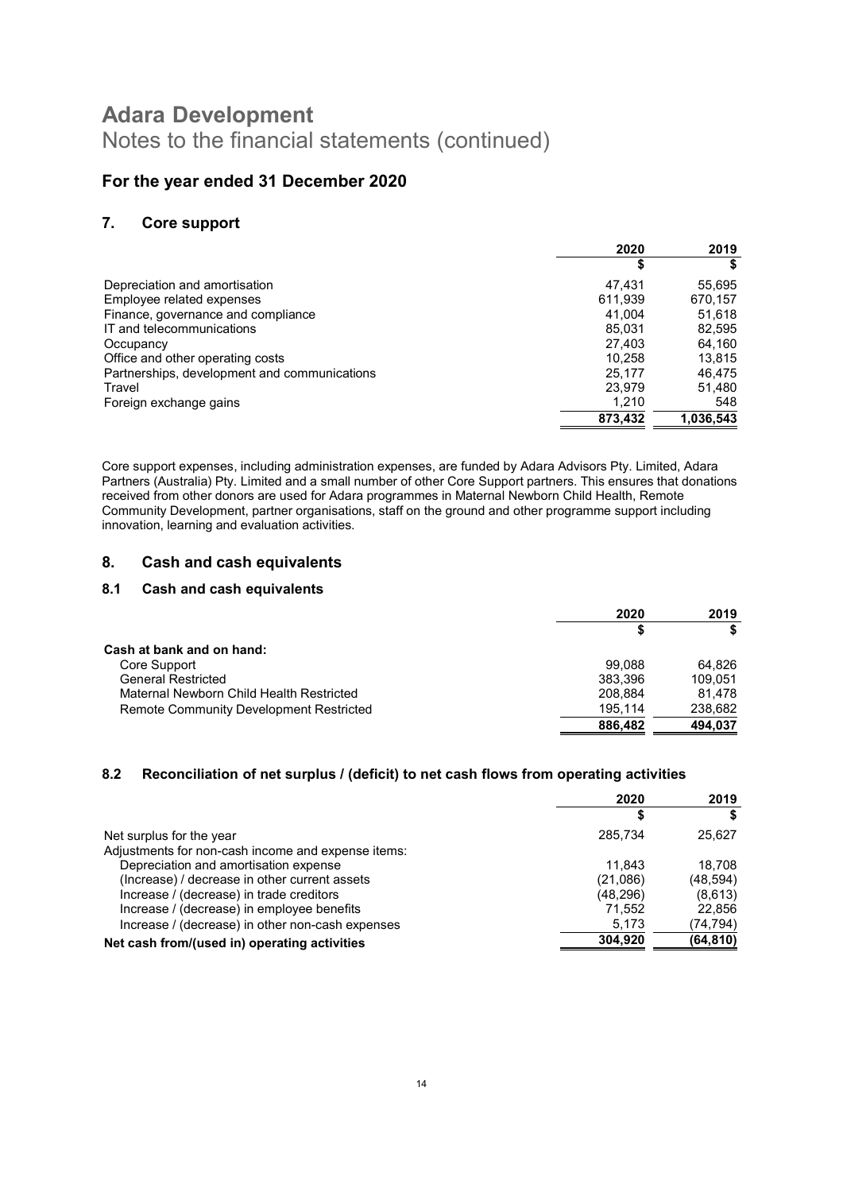# Adara Development

Notes to the financial statements (continued)

## For the year ended 31 December 2020

### 7. Core support

| | 2020 | 2019 |
|---|---|---|
| | $ | $ |
| Depreciation and amortisation | 47,431 | 55,695 |
| Employee related expenses | 611,939 | 670,157 |
| Finance, governance and compliance | 41,004 | 51,618 |
| IT and telecommunications | 85,031 | 82,595 |
| Occupancy | 27,403 | 64,160 |
| Office and other operating costs | 10,258 | 13,815 |
| Partnerships, development and communications | 25,177 | 46,475 |
| Travel | 23,979 | 51,480 |
| Foreign exchange gains | 1,210 | 548 |
| | **873,432** | **1,036,543** |

Core support expenses, including administration expenses, are funded by Adara Advisors Pty. Limited, Adara Partners (Australia) Pty. Limited and a small number of other Core Support partners. This ensures that donations received from other donors are used for Adara programmes in Maternal Newborn Child Health, Remote Community Development, partner organisations, staff on the ground and other programme support including innovation, learning and evaluation activities.

### 8. Cash and cash equivalents

#### 8.1 Cash and cash equivalents

| | 2020 | 2019 |
|---|---|---|
| | $ | $ |
| **Cash at bank and on hand:** | | |
| Core Support | 99,088 | 64,826 |
| General Restricted | 383,396 | 109,051 |
| Maternal Newborn Child Health Restricted | 208,884 | 81,478 |
| Remote Community Development Restricted | 195,114 | 238,682 |
| | **886,482** | **494,037** |

#### 8.2 Reconciliation of net surplus / (deficit) to net cash flows from operating activities

| | 2020 | 2019 |
|---|---|---|
| | $ | $ |
| Net surplus for the year | 285,734 | 25,627 |
| Adjustments for non-cash income and expense items: | | |
| Depreciation and amortisation expense | 11,843 | 18,708 |
| (Increase) / decrease in other current assets | (21,086) | (48,594) |
| Increase / (decrease) in trade creditors | (48,296) | (8,613) |
| Increase / (decrease) in employee benefits | 71,552 | 22,856 |
| Increase / (decrease) in other non-cash expenses | 5,173 | (74,794) |
| **Net cash from/(used in) operating activities** | **304,920** | **(64,810)** |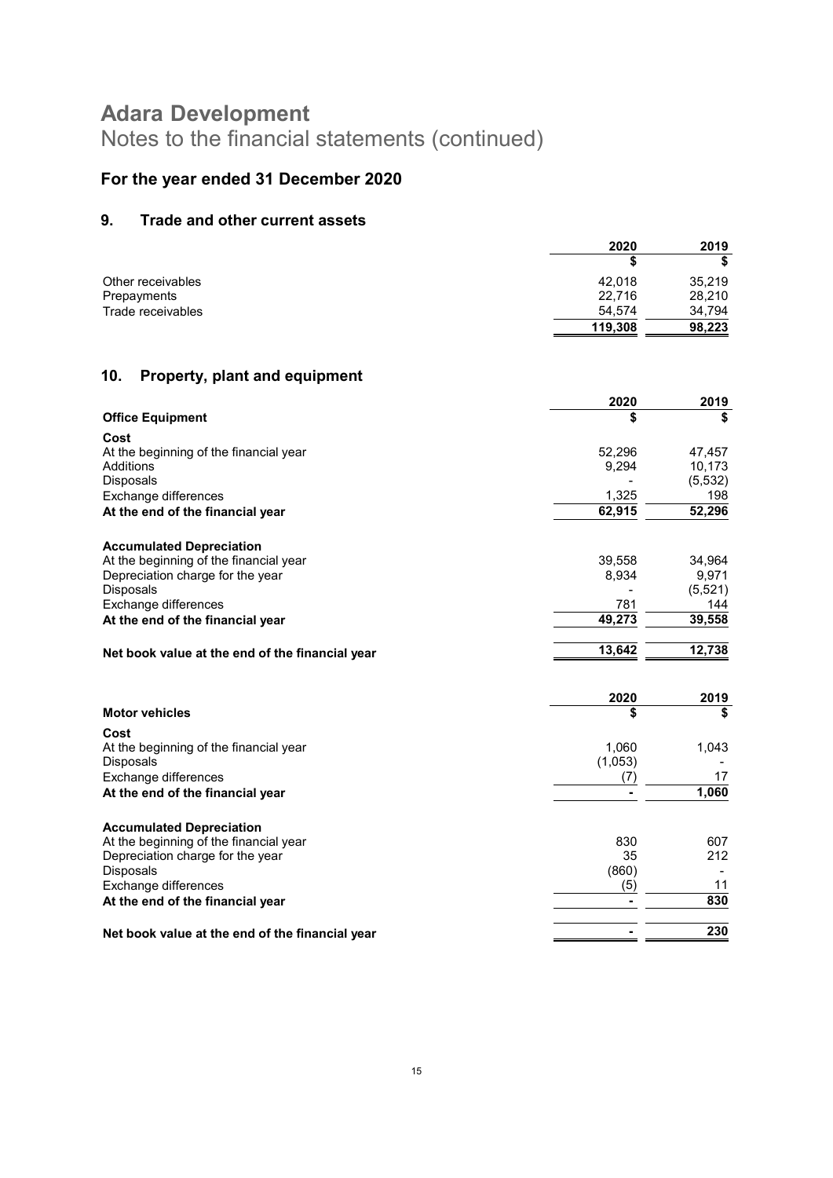# Adara Development

Notes to the financial statements (continued)

## For the year ended 31 December 2020

### 9. Trade and other current assets

| | 2020 | 2019 |
|---|---|---|
| | $ | $ |
| Other receivables | 42,018 | 35,219 |
| Prepayments | 22,716 | 28,210 |
| Trade receivables | 54,574 | 34,794 |
| | **119,308** | **98,223** |

### 10. Property, plant and equipment

| | 2020 | 2019 |
|---|---|---|
| **Office Equipment** | $ | $ |
| **Cost** | | |
| At the beginning of the financial year | 52,296 | 47,457 |
| Additions | 9,294 | 10,173 |
| Disposals | - | (5,532) |
| Exchange differences | 1,325 | 198 |
| **At the end of the financial year** | **62,915** | **52,296** |
| | | |
| **Accumulated Depreciation** | | |
| At the beginning of the financial year | 39,558 | 34,964 |
| Depreciation charge for the year | 8,934 | 9,971 |
| Disposals | - | (5,521) |
| Exchange differences | 781 | 144 |
| **At the end of the financial year** | **49,273** | **39,558** |
| | | |
| **Net book value at the end of the financial year** | **13,642** | **12,738** |

| | 2020 | 2019 |
|---|---|---|
| **Motor vehicles** | $ | $ |
| **Cost** | | |
| At the beginning of the financial year | 1,060 | 1,043 |
| Disposals | (1,053) | - |
| Exchange differences | (7) | 17 |
| **At the end of the financial year** | **-** | **1,060** |
| | | |
| **Accumulated Depreciation** | | |
| At the beginning of the financial year | 830 | 607 |
| Depreciation charge for the year | 35 | 212 |
| Disposals | (860) | - |
| Exchange differences | (5) | 11 |
| **At the end of the financial year** | **-** | **830** |
| | | |
| **Net book value at the end of the financial year** | **-** | **230** |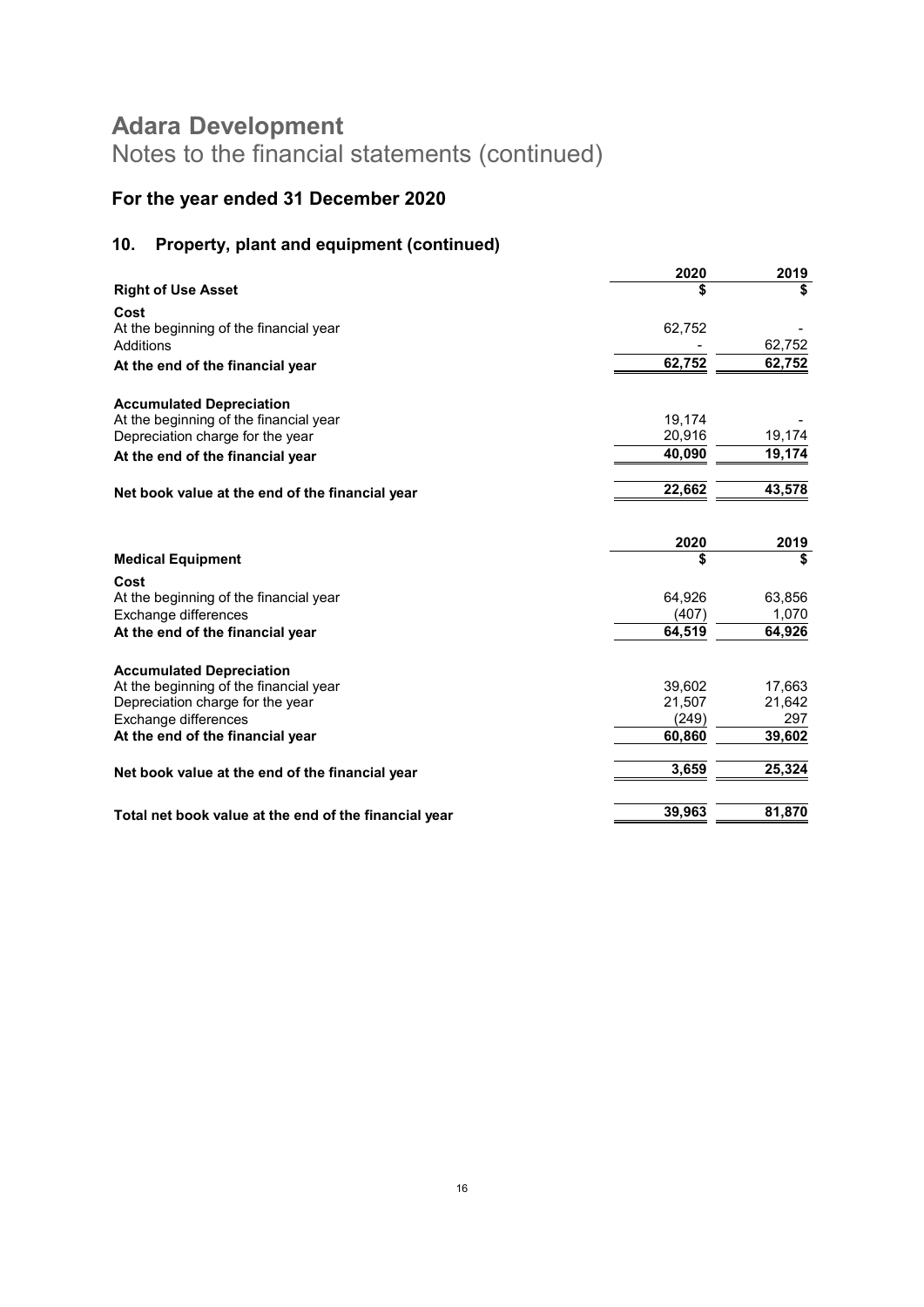# Adara Development

Notes to the financial statements (continued)

## For the year ended 31 December 2020

## 10. Property, plant and equipment (continued)

| | 2020 | 2019 |
|---|---|---|
| **Right of Use Asset** | **$** | **$** |
| **Cost** | | |
| At the beginning of the financial year | 62,752 | - |
| Additions | - | 62,752 |
| **At the end of the financial year** | **62,752** | **62,752** |
| **Accumulated Depreciation** | | |
| At the beginning of the financial year | 19,174 | - |
| Depreciation charge for the year | 20,916 | 19,174 |
| **At the end of the financial year** | **40,090** | **19,174** |
| **Net book value at the end of the financial year** | **22,662** | **43,578** |

| | 2020 | 2019 |
|---|---|---|
| **Medical Equipment** | **$** | **$** |
| **Cost** | | |
| At the beginning of the financial year | 64,926 | 63,856 |
| Exchange differences | (407) | 1,070 |
| **At the end of the financial year** | **64,519** | **64,926** |
| **Accumulated Depreciation** | | |
| At the beginning of the financial year | 39,602 | 17,663 |
| Depreciation charge for the year | 21,507 | 21,642 |
| Exchange differences | (249) | 297 |
| **At the end of the financial year** | **60,860** | **39,602** |
| **Net book value at the end of the financial year** | **3,659** | **25,324** |
| **Total net book value at the end of the financial year** | **39,963** | **81,870** |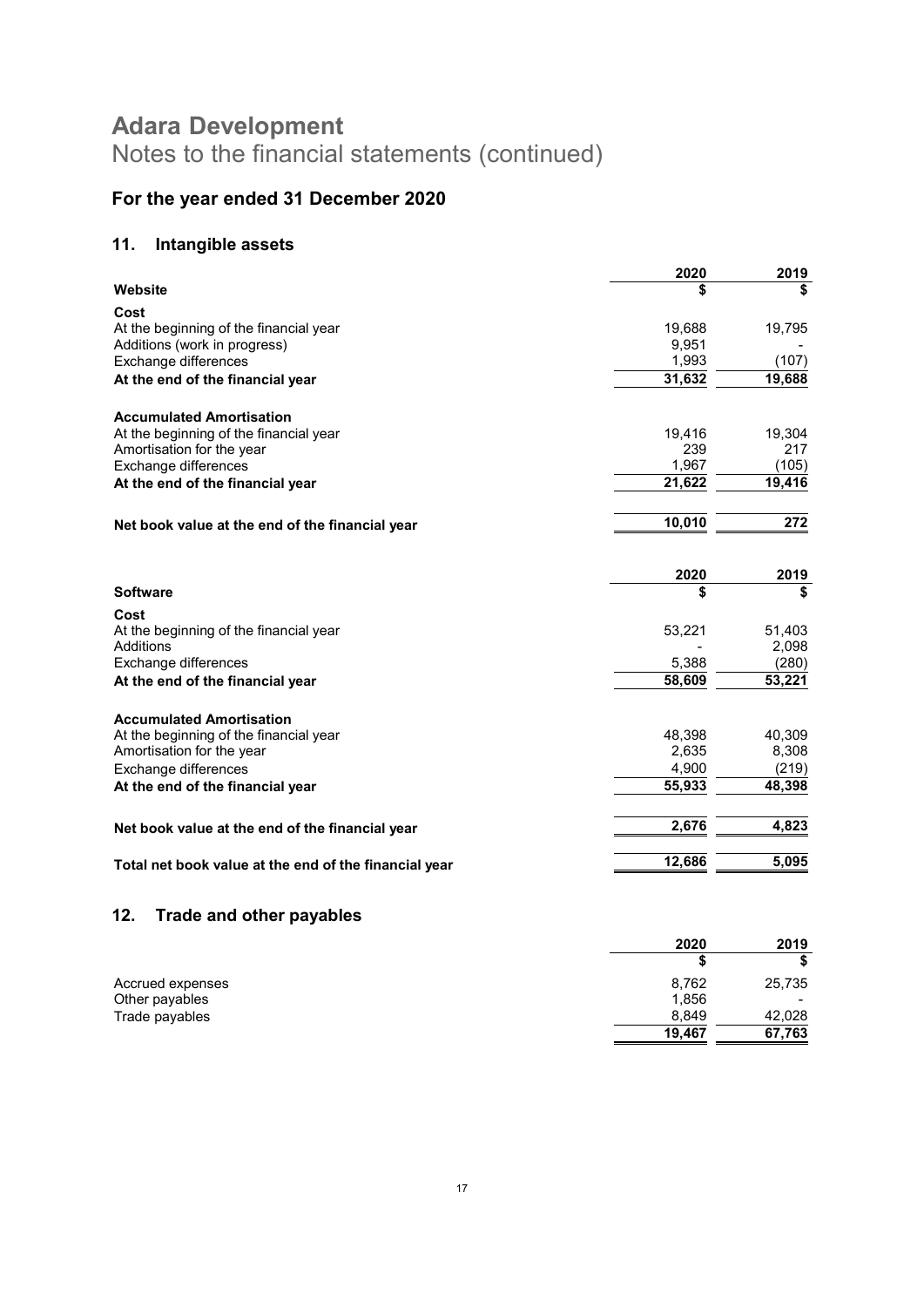# Adara Development

Notes to the financial statements (continued)

## For the year ended 31 December 2020

### 11. Intangible assets

| | 2020 | 2019 |
|---|---|---|
| **Website** | **$** | **$** |
| **Cost** | | |
| At the beginning of the financial year | 19,688 | 19,795 |
| Additions (work in progress) | 9,951 | - |
| Exchange differences | 1,993 | (107) |
| **At the end of the financial year** | **31,632** | **19,688** |
| | | |
| **Accumulated Amortisation** | | |
| At the beginning of the financial year | 19,416 | 19,304 |
| Amortisation for the year | 239 | 217 |
| Exchange differences | 1,967 | (105) |
| **At the end of the financial year** | **21,622** | **19,416** |
| | | |
| **Net book value at the end of the financial year** | **10,010** | **272** |

| | 2020 | 2019 |
|---|---|---|
| **Software** | **$** | **$** |
| **Cost** | | |
| At the beginning of the financial year | 53,221 | 51,403 |
| Additions | - | 2,098 |
| Exchange differences | 5,388 | (280) |
| **At the end of the financial year** | **58,609** | **53,221** |
| | | |
| **Accumulated Amortisation** | | |
| At the beginning of the financial year | 48,398 | 40,309 |
| Amortisation for the year | 2,635 | 8,308 |
| Exchange differences | 4,900 | (219) |
| **At the end of the financial year** | **55,933** | **48,398** |
| | | |
| **Net book value at the end of the financial year** | **2,676** | **4,823** |
| | | |
| **Total net book value at the end of the financial year** | **12,686** | **5,095** |

### 12. Trade and other payables

| | 2020 | 2019 |
|---|---|---|
| | **$** | **$** |
| Accrued expenses | 8,762 | 25,735 |
| Other payables | 1,856 | - |
| Trade payables | 8,849 | 42,028 |
| | **19,467** | **67,763** |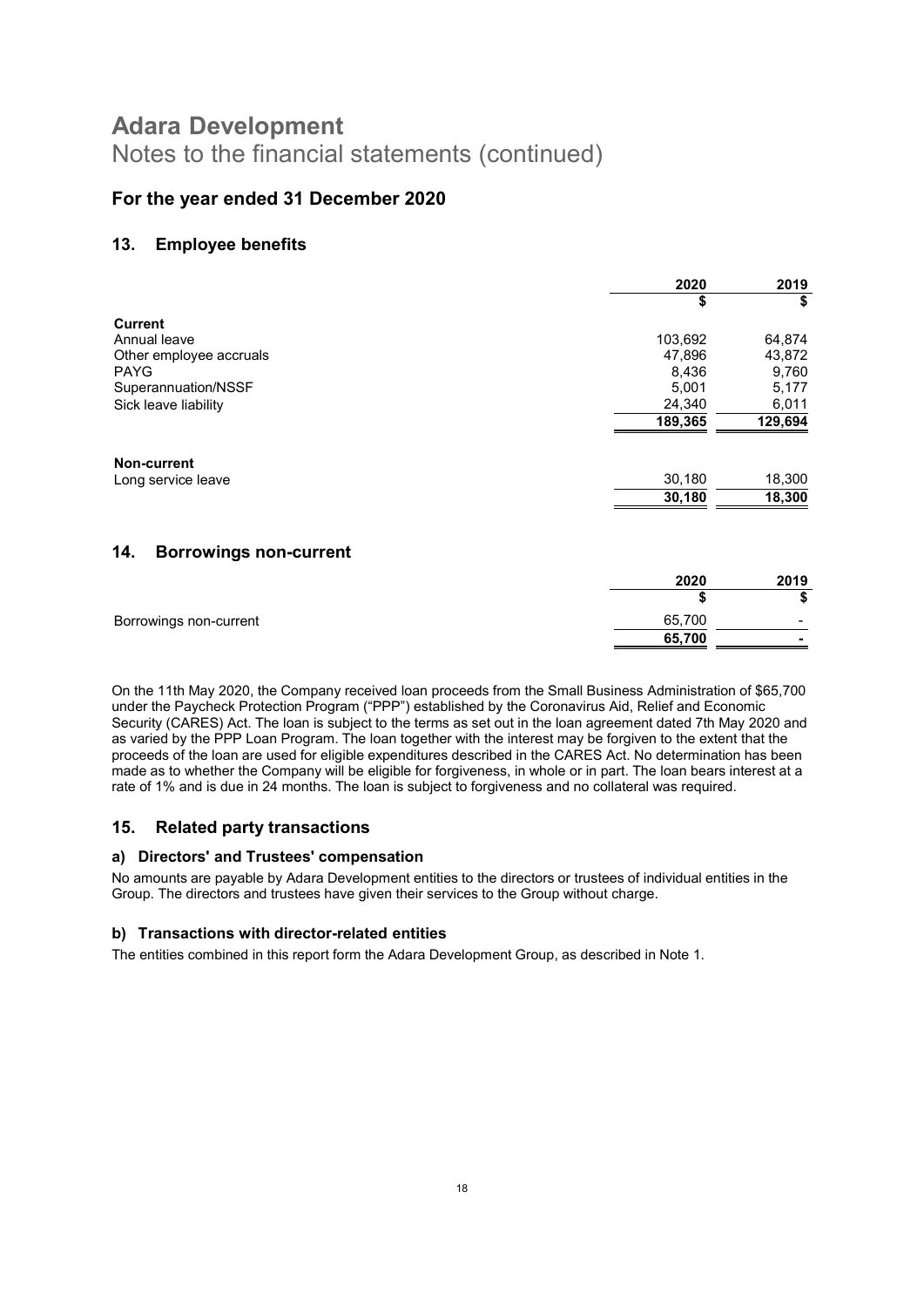# Adara Development

Notes to the financial statements (continued)

## For the year ended 31 December 2020

### 13. Employee benefits

| | 2020 | 2019 |
|---|---|---|
| | $ | $ |
| **Current** | | |
| Annual leave | 103,692 | 64,874 |
| Other employee accruals | 47,896 | 43,872 |
| PAYG | 8,436 | 9,760 |
| Superannuation/NSSF | 5,001 | 5,177 |
| Sick leave liability | 24,340 | 6,011 |
| | **189,365** | **129,694** |
| **Non-current** | | |
| Long service leave | 30,180 | 18,300 |
| | **30,180** | **18,300** |

### 14. Borrowings non-current

| | 2020 | 2019 |
|---|---|---|
| | $ | $ |
| Borrowings non-current | 65,700 | - |
| | **65,700** | **-** |

On the 11th May 2020, the Company received loan proceeds from the Small Business Administration of $65,700 under the Paycheck Protection Program ("PPP") established by the Coronavirus Aid, Relief and Economic Security (CARES) Act. The loan is subject to the terms as set out in the loan agreement dated 7th May 2020 and as varied by the PPP Loan Program. The loan together with the interest may be forgiven to the extent that the proceeds of the loan are used for eligible expenditures described in the CARES Act. No determination has been made as to whether the Company will be eligible for forgiveness, in whole or in part. The loan bears interest at a rate of 1% and is due in 24 months. The loan is subject to forgiveness and no collateral was required.

### 15. Related party transactions

#### a) Directors' and Trustees' compensation

No amounts are payable by Adara Development entities to the directors or trustees of individual entities in the Group. The directors and trustees have given their services to the Group without charge.

#### b) Transactions with director-related entities

The entities combined in this report form the Adara Development Group, as described in Note 1.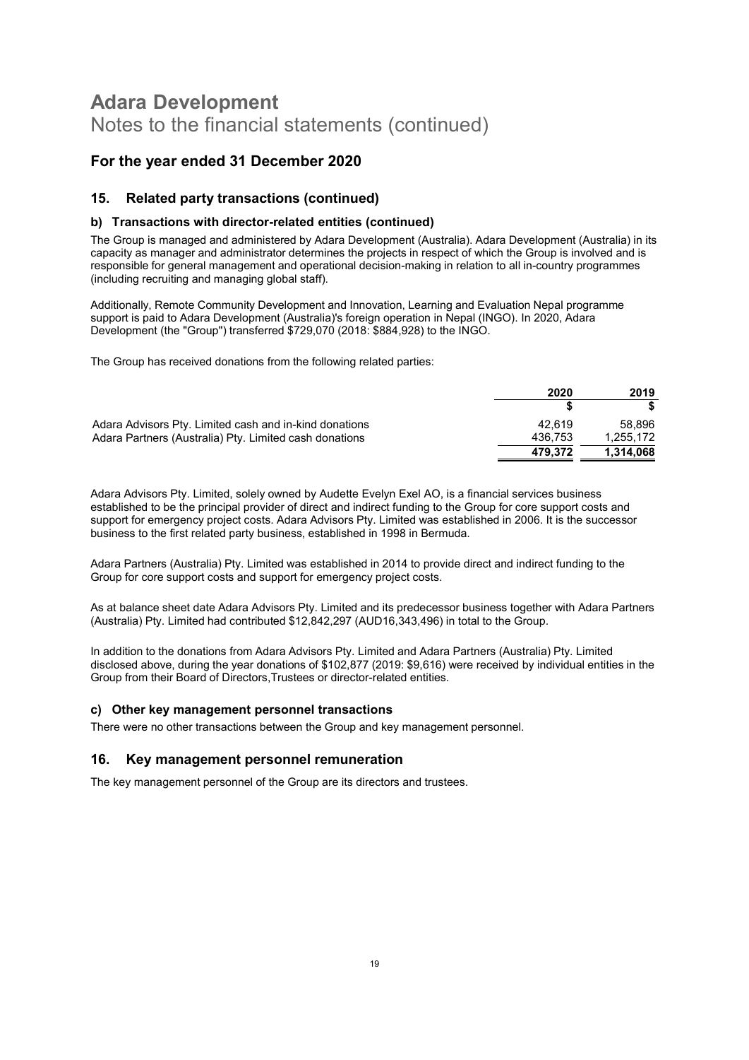# Adara Development
Notes to the financial statements (continued)

## For the year ended 31 December 2020

### 15. Related party transactions (continued)

#### b) Transactions with director-related entities (continued)

The Group is managed and administered by Adara Development (Australia). Adara Development (Australia) in its capacity as manager and administrator determines the projects in respect of which the Group is involved and is responsible for general management and operational decision-making in relation to all in-country programmes (including recruiting and managing global staff).

Additionally, Remote Community Development and Innovation, Learning and Evaluation Nepal programme support is paid to Adara Development (Australia)'s foreign operation in Nepal (INGO). In 2020, Adara Development (the "Group") transferred $729,070 (2018: $884,928) to the INGO.

The Group has received donations from the following related parties:

| | 2020 | 2019 |
|---|---|---|
| | $ | $ |
| Adara Advisors Pty. Limited cash and in-kind donations | 42,619 | 58,896 |
| Adara Partners (Australia) Pty. Limited cash donations | 436,753 | 1,255,172 |
| | **479,372** | **1,314,068** |

Adara Advisors Pty. Limited, solely owned by Audette Evelyn Exel AO, is a financial services business established to be the principal provider of direct and indirect funding to the Group for core support costs and support for emergency project costs. Adara Advisors Pty. Limited was established in 2006. It is the successor business to the first related party business, established in 1998 in Bermuda.

Adara Partners (Australia) Pty. Limited was established in 2014 to provide direct and indirect funding to the Group for core support costs and support for emergency project costs.

As at balance sheet date Adara Advisors Pty. Limited and its predecessor business together with Adara Partners (Australia) Pty. Limited had contributed $12,842,297 (AUD16,343,496) in total to the Group.

In addition to the donations from Adara Advisors Pty. Limited and Adara Partners (Australia) Pty. Limited disclosed above, during the year donations of $102,877 (2019: $9,616) were received by individual entities in the Group from their Board of Directors,Trustees or director-related entities.

#### c) Other key management personnel transactions

There were no other transactions between the Group and key management personnel.

### 16. Key management personnel remuneration

The key management personnel of the Group are its directors and trustees.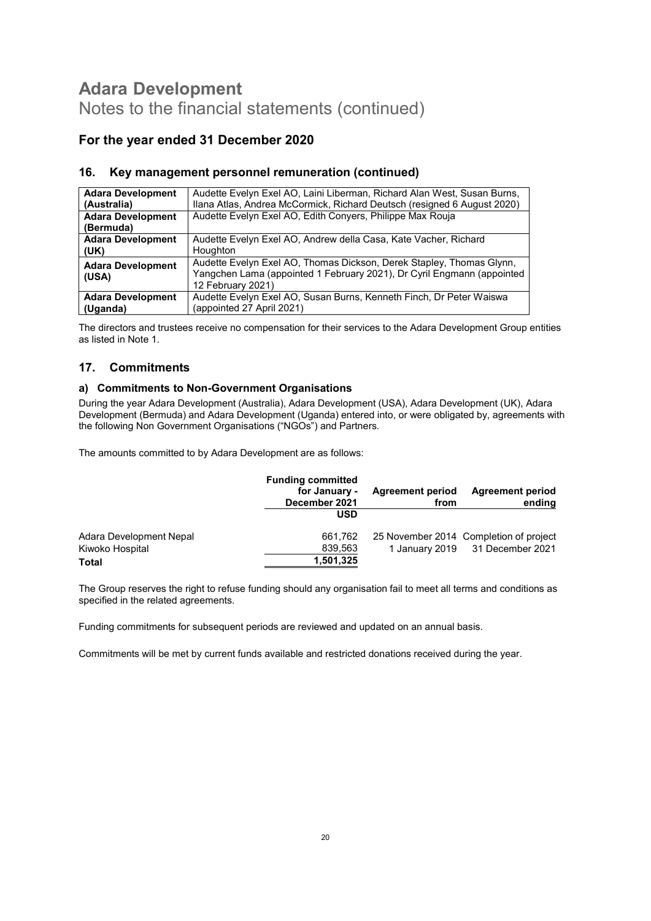# Adara Development

Notes to the financial statements (continued)

## For the year ended 31 December 2020

## 16. Key management personnel remuneration (continued)

| | |
|---|---|
| **Adara Development (Australia)** | Audette Evelyn Exel AO, Laini Liberman, Richard Alan West, Susan Burns, Ilana Atlas, Andrea McCormick, Richard Deutsch (resigned 6 August 2020) |
| **Adara Development (Bermuda)** | Audette Evelyn Exel AO, Edith Conyers, Philippe Max Rouja |
| **Adara Development (UK)** | Audette Evelyn Exel AO, Andrew della Casa, Kate Vacher, Richard Houghton |
| **Adara Development (USA)** | Audette Evelyn Exel AO, Thomas Dickson, Derek Stapley, Thomas Glynn, Yangchen Lama (appointed 1 February 2021), Dr Cyril Engmann (appointed 12 February 2021) |
| **Adara Development (Uganda)** | Audette Evelyn Exel AO, Susan Burns, Kenneth Finch, Dr Peter Waiswa (appointed 27 April 2021) |

The directors and trustees receive no compensation for their services to the Adara Development Group entities as listed in Note 1.

## 17. Commitments

### a) Commitments to Non-Government Organisations

During the year Adara Development (Australia), Adara Development (USA), Adara Development (UK), Adara Development (Bermuda) and Adara Development (Uganda) entered into, or were obligated by, agreements with the following Non Government Organisations ("NGOs") and Partners.

The amounts committed to by Adara Development are as follows:

| | Funding committed for January - December 2021 | Agreement period from | Agreement period ending |
|---|---|---|---|
| | USD | | |
| Adara Development Nepal | 661,762 | 25 November 2014 | Completion of project |
| Kiwoko Hospital | 839,563 | 1 January 2019 | 31 December 2021 |
| **Total** | **1,501,325** | | |

The Group reserves the right to refuse funding should any organisation fail to meet all terms and conditions as specified in the related agreements.

Funding commitments for subsequent periods are reviewed and updated on an annual basis.

Commitments will be met by current funds available and restricted donations received during the year.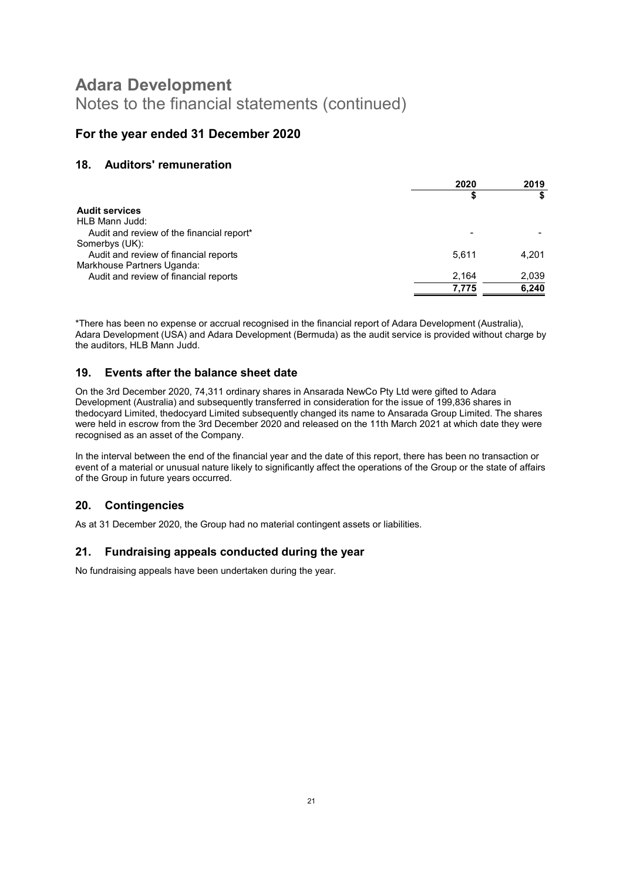# Adara Development

Notes to the financial statements (continued)

## For the year ended 31 December 2020

### 18. Auditors' remuneration

| | 2020 | 2019 |
|---|---|---|
| | $ | $ |
| **Audit services** | | |
| HLB Mann Judd: | | |
| Audit and review of the financial report* | - | - |
| Somerbys (UK): | | |
| Audit and review of financial reports | 5,611 | 4,201 |
| Markhouse Partners Uganda: | | |
| Audit and review of financial reports | 2,164 | 2,039 |
| | **7,775** | **6,240** |

*There has been no expense or accrual recognised in the financial report of Adara Development (Australia), Adara Development (USA) and Adara Development (Bermuda) as the audit service is provided without charge by the auditors, HLB Mann Judd.

### 19. Events after the balance sheet date

On the 3rd December 2020, 74,311 ordinary shares in Ansarada NewCo Pty Ltd were gifted to Adara Development (Australia) and subsequently transferred in consideration for the issue of 199,836 shares in thedocyard Limited, thedocyard Limited subsequently changed its name to Ansarada Group Limited. The shares were held in escrow from the 3rd December 2020 and released on the 11th March 2021 at which date they were recognised as an asset of the Company.

In the interval between the end of the financial year and the date of this report, there has been no transaction or event of a material or unusual nature likely to significantly affect the operations of the Group or the state of affairs of the Group in future years occurred.

### 20. Contingencies

As at 31 December 2020, the Group had no material contingent assets or liabilities.

### 21. Fundraising appeals conducted during the year

No fundraising appeals have been undertaken during the year.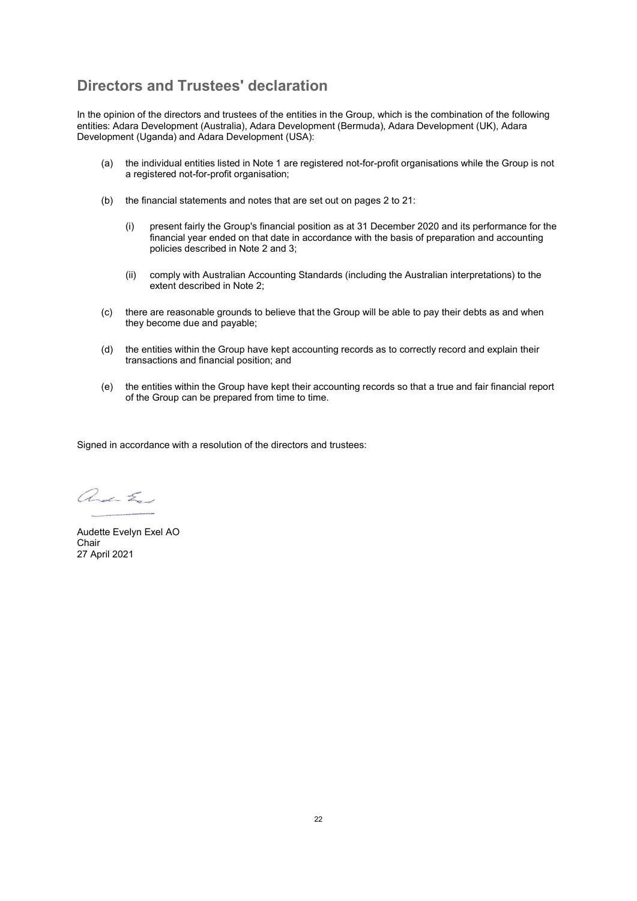# Directors and Trustees' declaration

In the opinion of the directors and trustees of the entities in the Group, which is the combination of the following entities: Adara Development (Australia), Adara Development (Bermuda), Adara Development (UK), Adara Development (Uganda) and Adara Development (USA):

(a) the individual entities listed in Note 1 are registered not-for-profit organisations while the Group is not a registered not-for-profit organisation;

(b) the financial statements and notes that are set out on pages 2 to 21:

  (i) present fairly the Group's financial position as at 31 December 2020 and its performance for the financial year ended on that date in accordance with the basis of preparation and accounting policies described in Note 2 and 3;

  (ii) comply with Australian Accounting Standards (including the Australian interpretations) to the extent described in Note 2;

(c) there are reasonable grounds to believe that the Group will be able to pay their debts as and when they become due and payable;

(d) the entities within the Group have kept accounting records as to correctly record and explain their transactions and financial position; and

(e) the entities within the Group have kept their accounting records so that a true and fair financial report of the Group can be prepared from time to time.

Signed in accordance with a resolution of the directors and trustees:

Audette Evelyn Exel AO
Chair
27 April 2021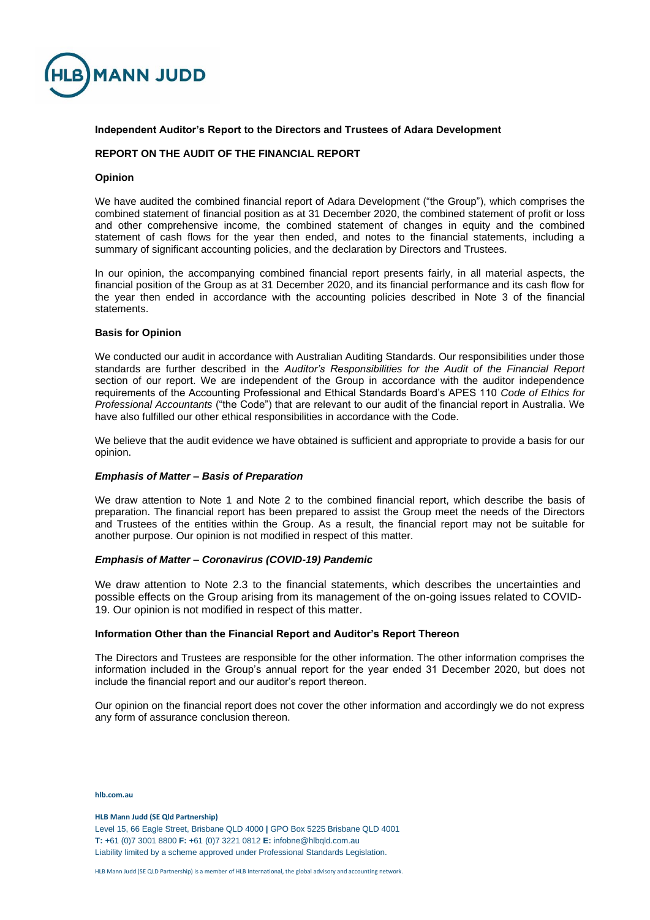**Independent Auditor's Report to the Directors and Trustees of Adara Development**

**REPORT ON THE AUDIT OF THE FINANCIAL REPORT**

**Opinion**

We have audited the combined financial report of Adara Development ("the Group"), which comprises the combined statement of financial position as at 31 December 2020, the combined statement of profit or loss and other comprehensive income, the combined statement of changes in equity and the combined statement of cash flows for the year then ended, and notes to the financial statements, including a summary of significant accounting policies, and the declaration by Directors and Trustees.

In our opinion, the accompanying combined financial report presents fairly, in all material aspects, the financial position of the Group as at 31 December 2020, and its financial performance and its cash flow for the year then ended in accordance with the accounting policies described in Note 3 of the financial statements.

**Basis for Opinion**

We conducted our audit in accordance with Australian Auditing Standards. Our responsibilities under those standards are further described in the *Auditor's Responsibilities for the Audit of the Financial Report* section of our report. We are independent of the Group in accordance with the auditor independence requirements of the Accounting Professional and Ethical Standards Board's APES 110 *Code of Ethics for Professional Accountants* ("the Code") that are relevant to our audit of the financial report in Australia. We have also fulfilled our other ethical responsibilities in accordance with the Code.

We believe that the audit evidence we have obtained is sufficient and appropriate to provide a basis for our opinion.

***Emphasis of Matter – Basis of Preparation***

We draw attention to Note 1 and Note 2 to the combined financial report, which describe the basis of preparation. The financial report has been prepared to assist the Group meet the needs of the Directors and Trustees of the entities within the Group. As a result, the financial report may not be suitable for another purpose. Our opinion is not modified in respect of this matter.

***Emphasis of Matter – Coronavirus (COVID-19) Pandemic***

We draw attention to Note 2.3 to the financial statements, which describes the uncertainties and possible effects on the Group arising from its management of the on-going issues related to COVID-19. Our opinion is not modified in respect of this matter.

**Information Other than the Financial Report and Auditor's Report Thereon**

The Directors and Trustees are responsible for the other information. The other information comprises the information included in the Group's annual report for the year ended 31 December 2020, but does not include the financial report and our auditor's report thereon.

Our opinion on the financial report does not cover the other information and accordingly we do not express any form of assurance conclusion thereon.

hlb.com.au

**HLB Mann Judd (SE Qld Partnership)**
Level 15, 66 Eagle Street, Brisbane QLD 4000 | GPO Box 5225 Brisbane QLD 4001
**T:** +61 (0)7 3001 8800 **F:** +61 (0)7 3221 0812 **E:** infobne@hlbqld.com.au
Liability limited by a scheme approved under Professional Standards Legislation.

HLB Mann Judd (SE QLD Partnership) is a member of HLB International, the global advisory and accounting network.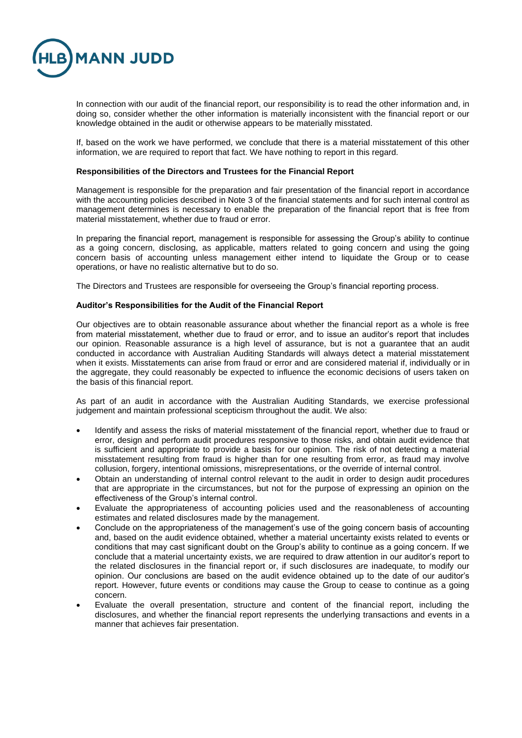In connection with our audit of the financial report, our responsibility is to read the other information and, in doing so, consider whether the other information is materially inconsistent with the financial report or our knowledge obtained in the audit or otherwise appears to be materially misstated.

If, based on the work we have performed, we conclude that there is a material misstatement of this other information, we are required to report that fact. We have nothing to report in this regard.

**Responsibilities of the Directors and Trustees for the Financial Report**

Management is responsible for the preparation and fair presentation of the financial report in accordance with the accounting policies described in Note 3 of the financial statements and for such internal control as management determines is necessary to enable the preparation of the financial report that is free from material misstatement, whether due to fraud or error.

In preparing the financial report, management is responsible for assessing the Group's ability to continue as a going concern, disclosing, as applicable, matters related to going concern and using the going concern basis of accounting unless management either intend to liquidate the Group or to cease operations, or have no realistic alternative but to do so.

The Directors and Trustees are responsible for overseeing the Group's financial reporting process.

**Auditor's Responsibilities for the Audit of the Financial Report**

Our objectives are to obtain reasonable assurance about whether the financial report as a whole is free from material misstatement, whether due to fraud or error, and to issue an auditor's report that includes our opinion. Reasonable assurance is a high level of assurance, but is not a guarantee that an audit conducted in accordance with Australian Auditing Standards will always detect a material misstatement when it exists. Misstatements can arise from fraud or error and are considered material if, individually or in the aggregate, they could reasonably be expected to influence the economic decisions of users taken on the basis of this financial report.

As part of an audit in accordance with the Australian Auditing Standards, we exercise professional judgement and maintain professional scepticism throughout the audit. We also:

- Identify and assess the risks of material misstatement of the financial report, whether due to fraud or error, design and perform audit procedures responsive to those risks, and obtain audit evidence that is sufficient and appropriate to provide a basis for our opinion. The risk of not detecting a material misstatement resulting from fraud is higher than for one resulting from error, as fraud may involve collusion, forgery, intentional omissions, misrepresentations, or the override of internal control.
- Obtain an understanding of internal control relevant to the audit in order to design audit procedures that are appropriate in the circumstances, but not for the purpose of expressing an opinion on the effectiveness of the Group's internal control.
- Evaluate the appropriateness of accounting policies used and the reasonableness of accounting estimates and related disclosures made by the management.
- Conclude on the appropriateness of the management's use of the going concern basis of accounting and, based on the audit evidence obtained, whether a material uncertainty exists related to events or conditions that may cast significant doubt on the Group's ability to continue as a going concern. If we conclude that a material uncertainty exists, we are required to draw attention in our auditor's report to the related disclosures in the financial report or, if such disclosures are inadequate, to modify our opinion. Our conclusions are based on the audit evidence obtained up to the date of our auditor's report. However, future events or conditions may cause the Group to cease to continue as a going concern.
- Evaluate the overall presentation, structure and content of the financial report, including the disclosures, and whether the financial report represents the underlying transactions and events in a manner that achieves fair presentation.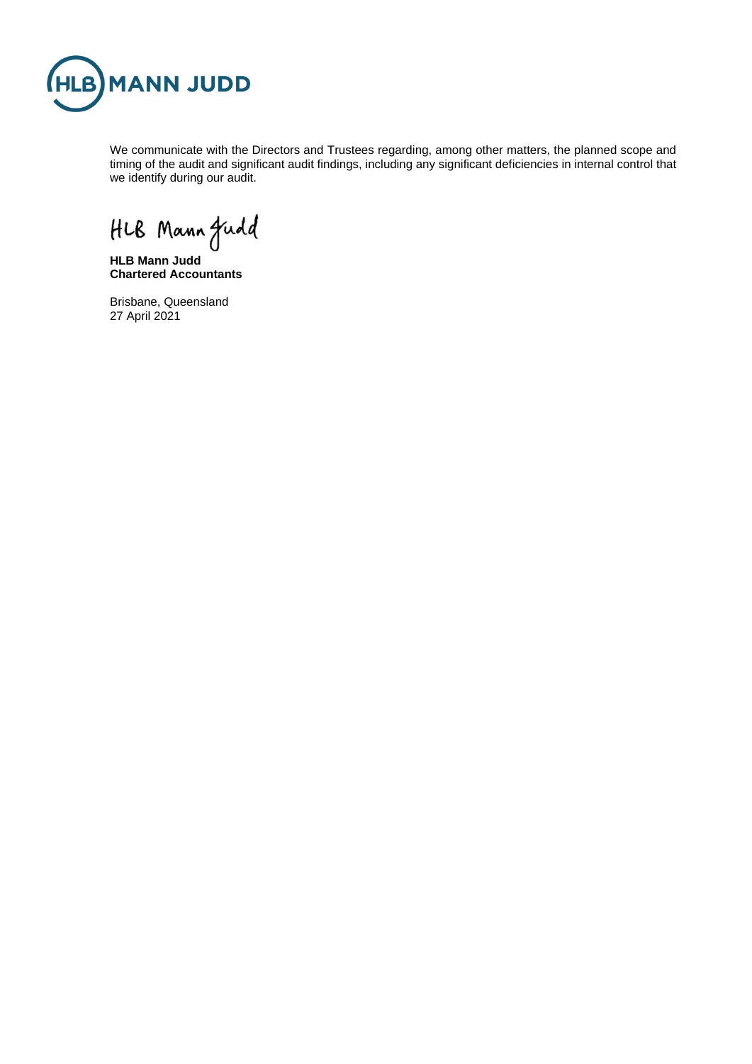We communicate with the Directors and Trustees regarding, among other matters, the planned scope and timing of the audit and significant audit findings, including any significant deficiencies in internal control that we identify during our audit.

HLB Mann Judd

**HLB Mann Judd**
**Chartered Accountants**

Brisbane, Queensland
27 April 2021